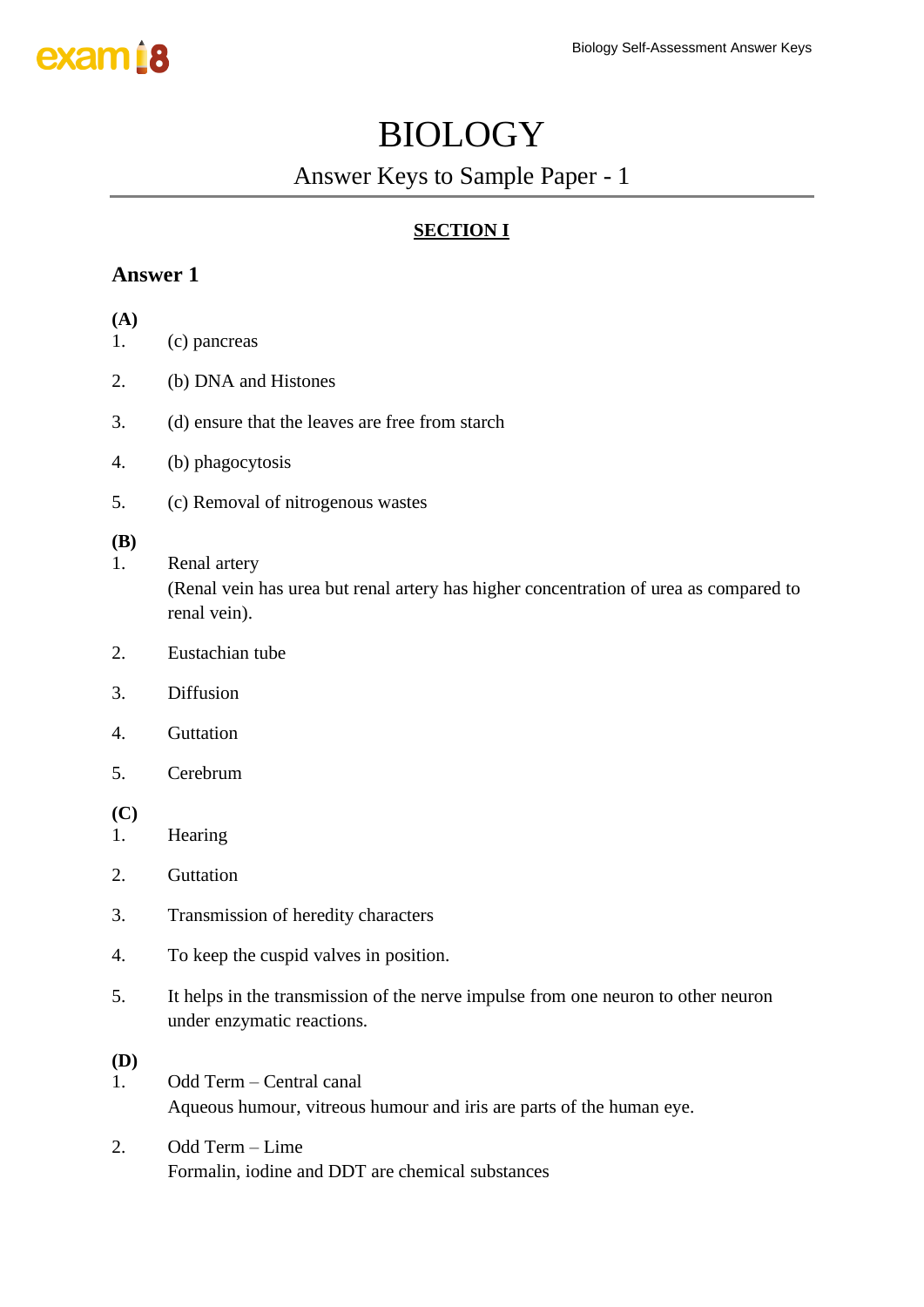# BIOLOGY

## Answer Keys to Sample Paper - 1

---

**SECTION I**

### Answer 1

**(A)**

1. (c) pancreas
2. (b) DNA and Histones
3. (d) ensure that the leaves are free from starch
4. (b) phagocytosis
5. (c) Removal of nitrogenous wastes

**(B)**

1. Renal artery
   (Renal vein has urea but renal artery has higher concentration of urea as compared to renal vein).
2. Eustachian tube
3. Diffusion
4. Guttation
5. Cerebrum

**(C)**

1. Hearing
2. Guttation
3. Transmission of heredity characters
4. To keep the cuspid valves in position.
5. It helps in the transmission of the nerve impulse from one neuron to other neuron under enzymatic reactions.

**(D)**

1. Odd Term – Central canal
   Aqueous humour, vitreous humour and iris are parts of the human eye.
2. Odd Term – Lime
   Formalin, iodine and DDT are chemical substances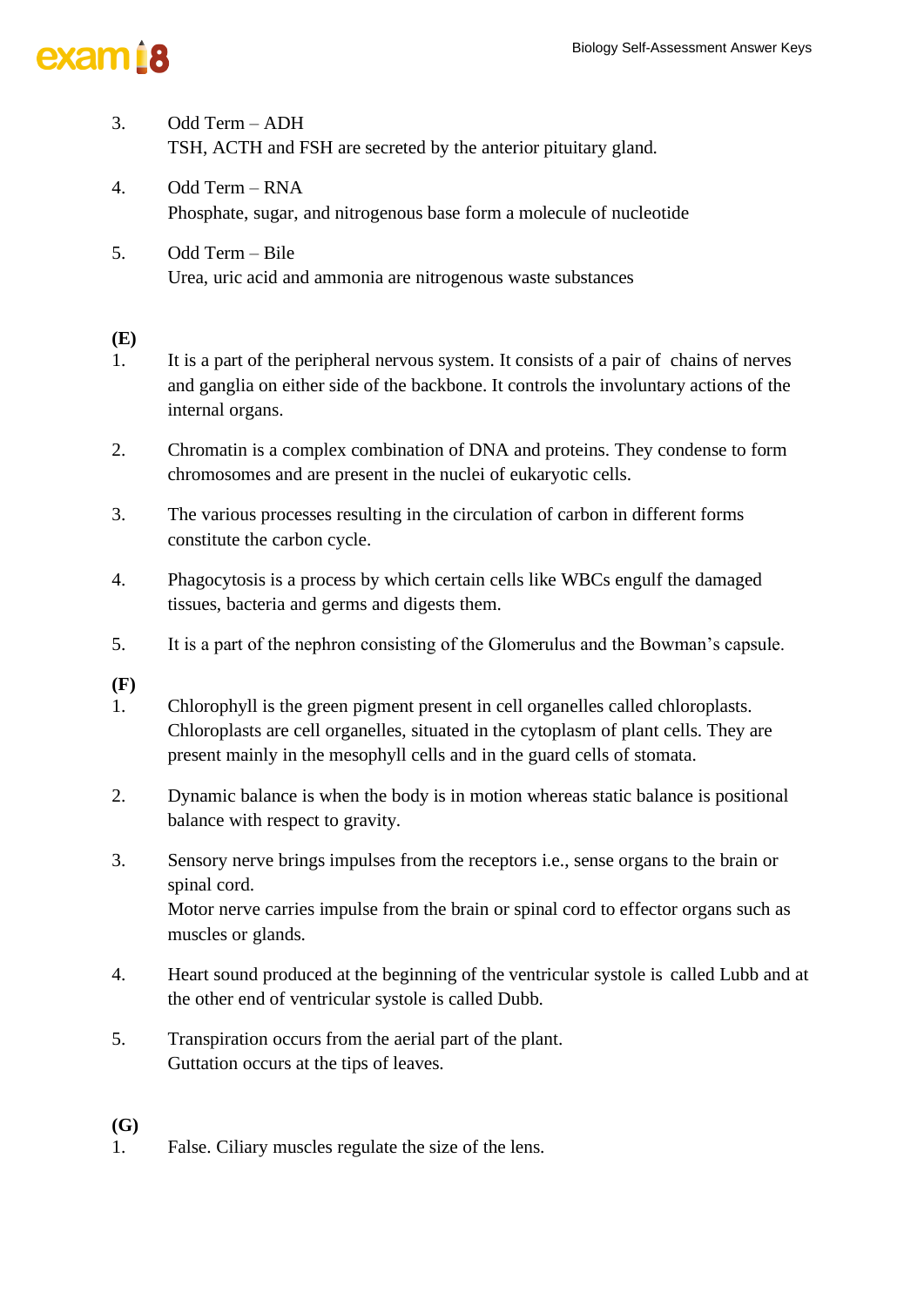3. Odd Term – ADH
   TSH, ACTH and FSH are secreted by the anterior pituitary gland.

4. Odd Term – RNA
   Phosphate, sugar, and nitrogenous base form a molecule of nucleotide

5. Odd Term – Bile
   Urea, uric acid and ammonia are nitrogenous waste substances

**(E)**

1. It is a part of the peripheral nervous system. It consists of a pair of chains of nerves and ganglia on either side of the backbone. It controls the involuntary actions of the internal organs.

2. Chromatin is a complex combination of DNA and proteins. They condense to form chromosomes and are present in the nuclei of eukaryotic cells.

3. The various processes resulting in the circulation of carbon in different forms constitute the carbon cycle.

4. Phagocytosis is a process by which certain cells like WBCs engulf the damaged tissues, bacteria and germs and digests them.

5. It is a part of the nephron consisting of the Glomerulus and the Bowman's capsule.

**(F)**

1. Chlorophyll is the green pigment present in cell organelles called chloroplasts. Chloroplasts are cell organelles, situated in the cytoplasm of plant cells. They are present mainly in the mesophyll cells and in the guard cells of stomata.

2. Dynamic balance is when the body is in motion whereas static balance is positional balance with respect to gravity.

3. Sensory nerve brings impulses from the receptors i.e., sense organs to the brain or spinal cord.
   Motor nerve carries impulse from the brain or spinal cord to effector organs such as muscles or glands.

4. Heart sound produced at the beginning of the ventricular systole is called Lubb and at the other end of ventricular systole is called Dubb.

5. Transpiration occurs from the aerial part of the plant.
   Guttation occurs at the tips of leaves.

**(G)**

1. False. Ciliary muscles regulate the size of the lens.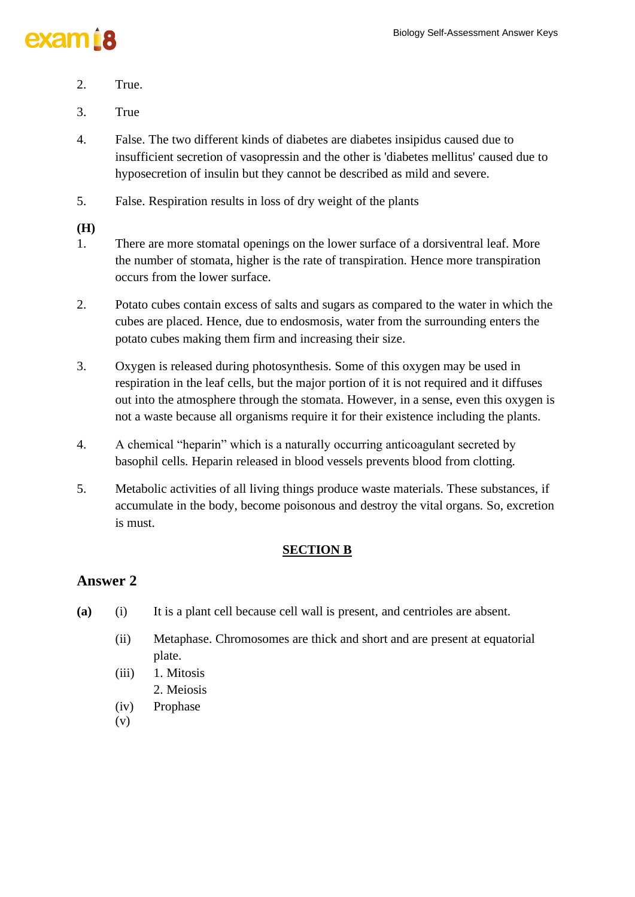2. True.

3. True

4. False. The two different kinds of diabetes are diabetes insipidus caused due to insufficient secretion of vasopressin and the other is 'diabetes mellitus' caused due to hyposecretion of insulin but they cannot be described as mild and severe.

5. False. Respiration results in loss of dry weight of the plants

**(H)**

1. There are more stomatal openings on the lower surface of a dorsiventral leaf. More the number of stomata, higher is the rate of transpiration. Hence more transpiration occurs from the lower surface.

2. Potato cubes contain excess of salts and sugars as compared to the water in which the cubes are placed. Hence, due to endosmosis, water from the surrounding enters the potato cubes making them firm and increasing their size.

3. Oxygen is released during photosynthesis. Some of this oxygen may be used in respiration in the leaf cells, but the major portion of it is not required and it diffuses out into the atmosphere through the stomata. However, in a sense, even this oxygen is not a waste because all organisms require it for their existence including the plants.

4. A chemical "heparin" which is a naturally occurring anticoagulant secreted by basophil cells. Heparin released in blood vessels prevents blood from clotting.

5. Metabolic activities of all living things produce waste materials. These substances, if accumulate in the body, become poisonous and destroy the vital organs. So, excretion is must.

**SECTION B**

## Answer 2

**(a)**
(i) It is a plant cell because cell wall is present, and centrioles are absent.

(ii) Metaphase. Chromosomes are thick and short and are present at equatorial plate.

(iii) 1. Mitosis
2. Meiosis

(iv) Prophase

(v)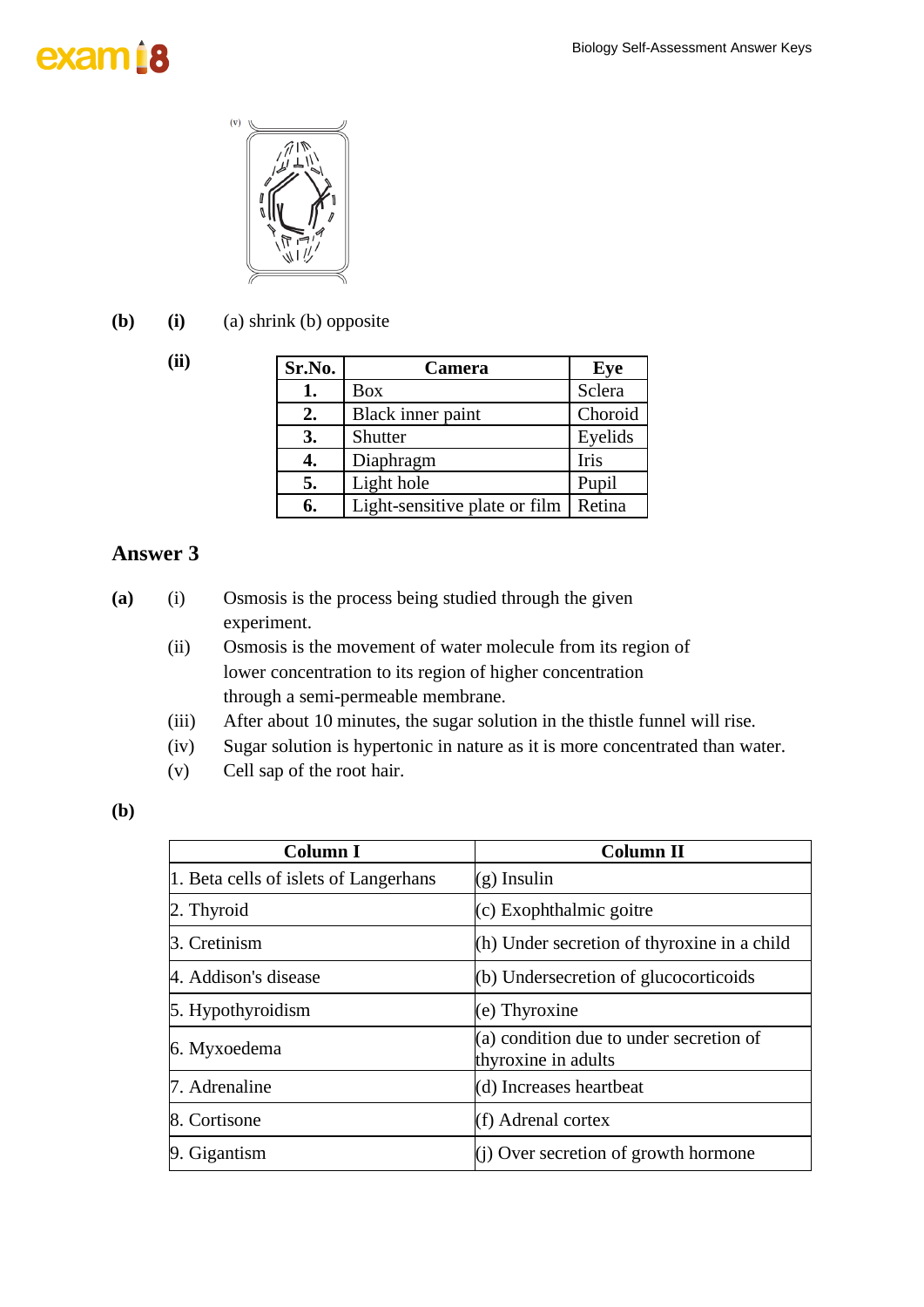(v)

**(b)** **(i)** (a) shrink (b) opposite

**(ii)**

| Sr.No. | Camera | Eye |
|---|---|---|
| 1. | Box | Sclera |
| 2. | Black inner paint | Choroid |
| 3. | Shutter | Eyelids |
| 4. | Diaphragm | Iris |
| 5. | Light hole | Pupil |
| 6. | Light-sensitive plate or film | Retina |

## Answer 3

**(a)**

(i) Osmosis is the process being studied through the given experiment.

(ii) Osmosis is the movement of water molecule from its region of lower concentration to its region of higher concentration through a semi-permeable membrane.

(iii) After about 10 minutes, the sugar solution in the thistle funnel will rise.

(iv) Sugar solution is hypertonic in nature as it is more concentrated than water.

(v) Cell sap of the root hair.

**(b)**

| Column I | Column II |
|---|---|
| 1. Beta cells of islets of Langerhans | (g) Insulin |
| 2. Thyroid | (c) Exophthalmic goitre |
| 3. Cretinism | (h) Under secretion of thyroxine in a child |
| 4. Addison's disease | (b) Undersecretion of glucocorticoids |
| 5. Hypothyroidism | (e) Thyroxine |
| 6. Myxoedema | (a) condition due to under secretion of thyroxine in adults |
| 7. Adrenaline | (d) Increases heartbeat |
| 8. Cortisone | (f) Adrenal cortex |
| 9. Gigantism | (j) Over secretion of growth hormone |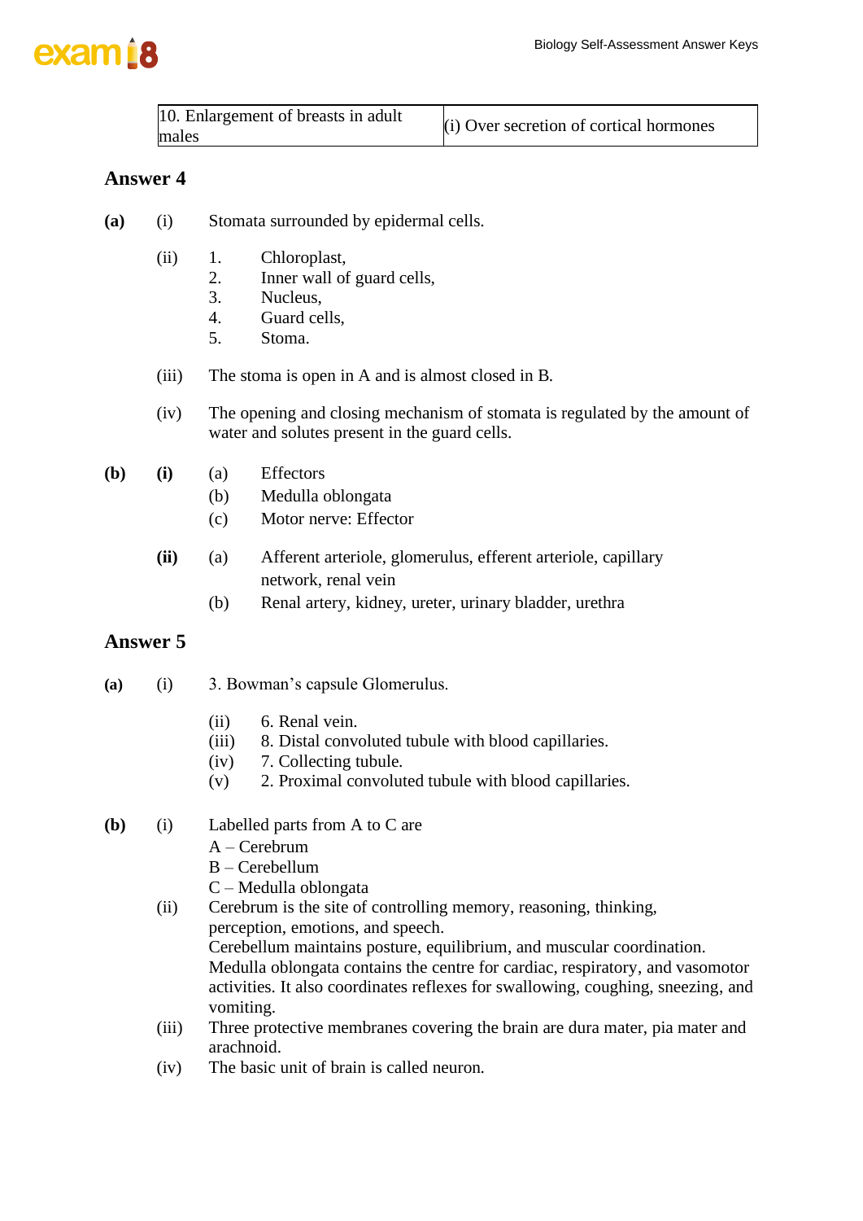| | |
|---|---|
| 10. Enlargement of breasts in adult males | (i) Over secretion of cortical hormones |

## Answer 4

**(a)** (i) Stomata surrounded by epidermal cells.

(ii)
1. Chloroplast,
2. Inner wall of guard cells,
3. Nucleus,
4. Guard cells,
5. Stoma.

(iii) The stoma is open in A and is almost closed in B.

(iv) The opening and closing mechanism of stomata is regulated by the amount of water and solutes present in the guard cells.

**(b)** **(i)**
(a) Effectors
(b) Medulla oblongata
(c) Motor nerve: Effector

**(ii)**
(a) Afferent arteriole, glomerulus, efferent arteriole, capillary network, renal vein
(b) Renal artery, kidney, ureter, urinary bladder, urethra

## Answer 5

**(a)** (i) 3. Bowman's capsule Glomerulus.

(ii) 6. Renal vein.
(iii) 8. Distal convoluted tubule with blood capillaries.
(iv) 7. Collecting tubule.
(v) 2. Proximal convoluted tubule with blood capillaries.

**(b)** (i) Labelled parts from A to C are
A – Cerebrum
B – Cerebellum
C – Medulla oblongata

(ii) Cerebrum is the site of controlling memory, reasoning, thinking, perception, emotions, and speech.
Cerebellum maintains posture, equilibrium, and muscular coordination.
Medulla oblongata contains the centre for cardiac, respiratory, and vasomotor activities. It also coordinates reflexes for swallowing, coughing, sneezing, and vomiting.

(iii) Three protective membranes covering the brain are dura mater, pia mater and arachnoid.

(iv) The basic unit of brain is called neuron.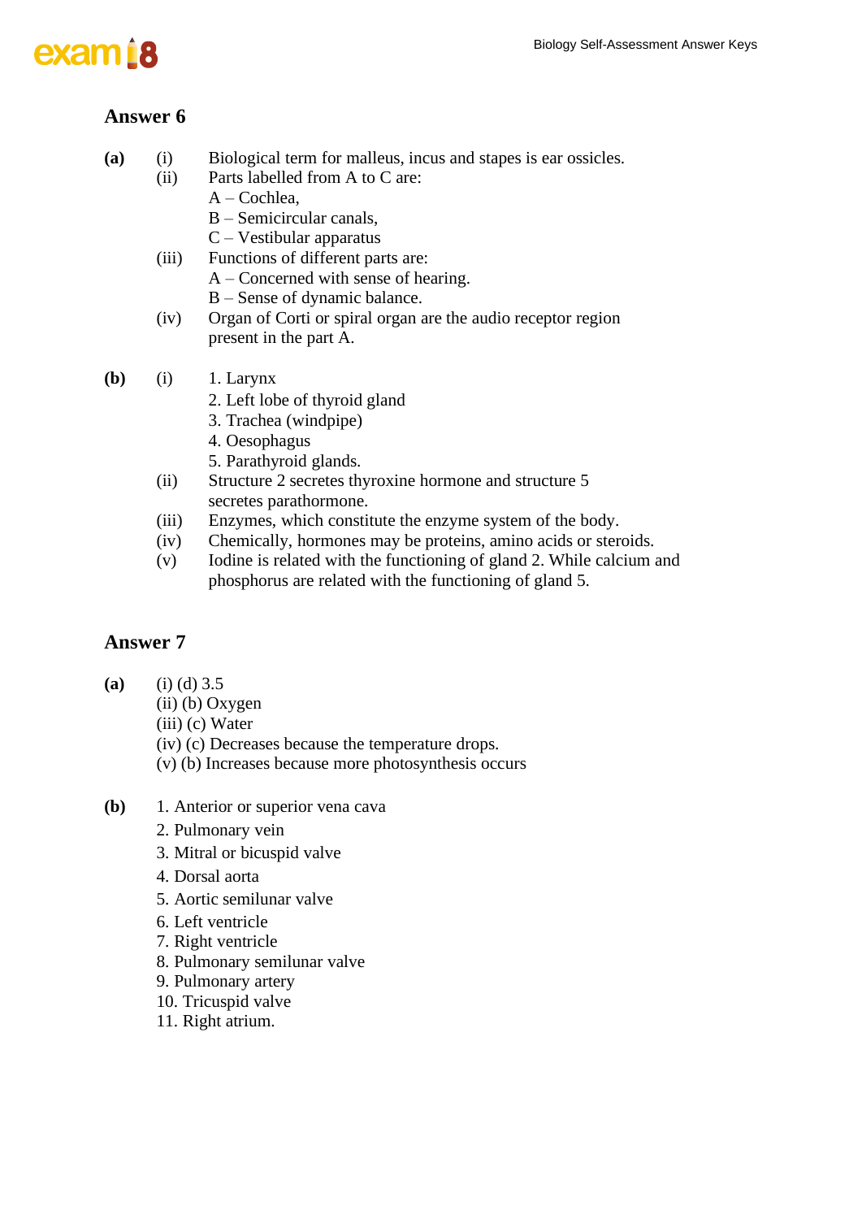## Answer 6

**(a)** (i) Biological term for malleus, incus and stapes is ear ossicles.

(ii) Parts labelled from A to C are:
A – Cochlea,
B – Semicircular canals,
C – Vestibular apparatus

(iii) Functions of different parts are:
A – Concerned with sense of hearing.
B – Sense of dynamic balance.

(iv) Organ of Corti or spiral organ are the audio receptor region present in the part A.

**(b)** (i) 1. Larynx
2. Left lobe of thyroid gland
3. Trachea (windpipe)
4. Oesophagus
5. Parathyroid glands.

(ii) Structure 2 secretes thyroxine hormone and structure 5 secretes parathormone.

(iii) Enzymes, which constitute the enzyme system of the body.

(iv) Chemically, hormones may be proteins, amino acids or steroids.

(v) Iodine is related with the functioning of gland 2. While calcium and phosphorus are related with the functioning of gland 5.

## Answer 7

**(a)** (i) (d) 3.5
(ii) (b) Oxygen
(iii) (c) Water
(iv) (c) Decreases because the temperature drops.
(v) (b) Increases because more photosynthesis occurs

**(b)** 1. Anterior or superior vena cava
2. Pulmonary vein
3. Mitral or bicuspid valve
4. Dorsal aorta
5. Aortic semilunar valve
6. Left ventricle
7. Right ventricle
8. Pulmonary semilunar valve
9. Pulmonary artery
10. Tricuspid valve
11. Right atrium.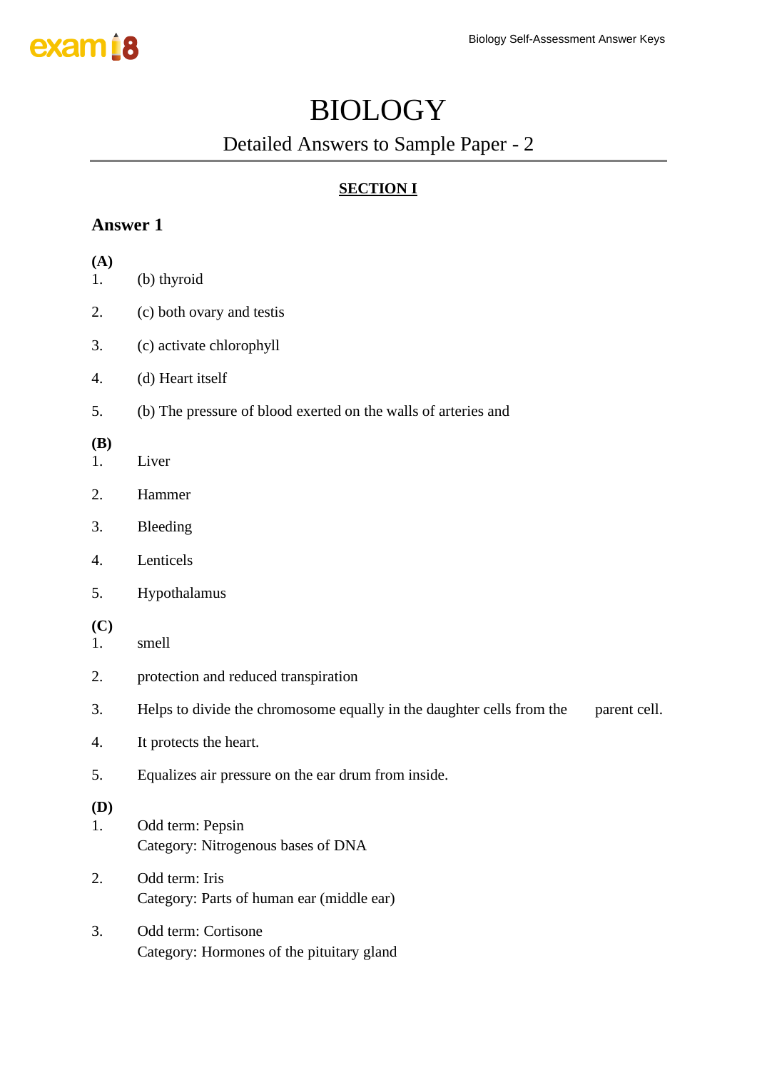# BIOLOGY

## Detailed Answers to Sample Paper - 2

**SECTION I**

### Answer 1

**(A)**

1. (b) thyroid
2. (c) both ovary and testis
3. (c) activate chlorophyll
4. (d) Heart itself
5. (b) The pressure of blood exerted on the walls of arteries and

**(B)**

1. Liver
2. Hammer
3. Bleeding
4. Lenticels
5. Hypothalamus

**(C)**

1. smell
2. protection and reduced transpiration
3. Helps to divide the chromosome equally in the daughter cells from the parent cell.
4. It protects the heart.
5. Equalizes air pressure on the ear drum from inside.

**(D)**

1. Odd term: Pepsin
   Category: Nitrogenous bases of DNA
2. Odd term: Iris
   Category: Parts of human ear (middle ear)
3. Odd term: Cortisone
   Category: Hormones of the pituitary gland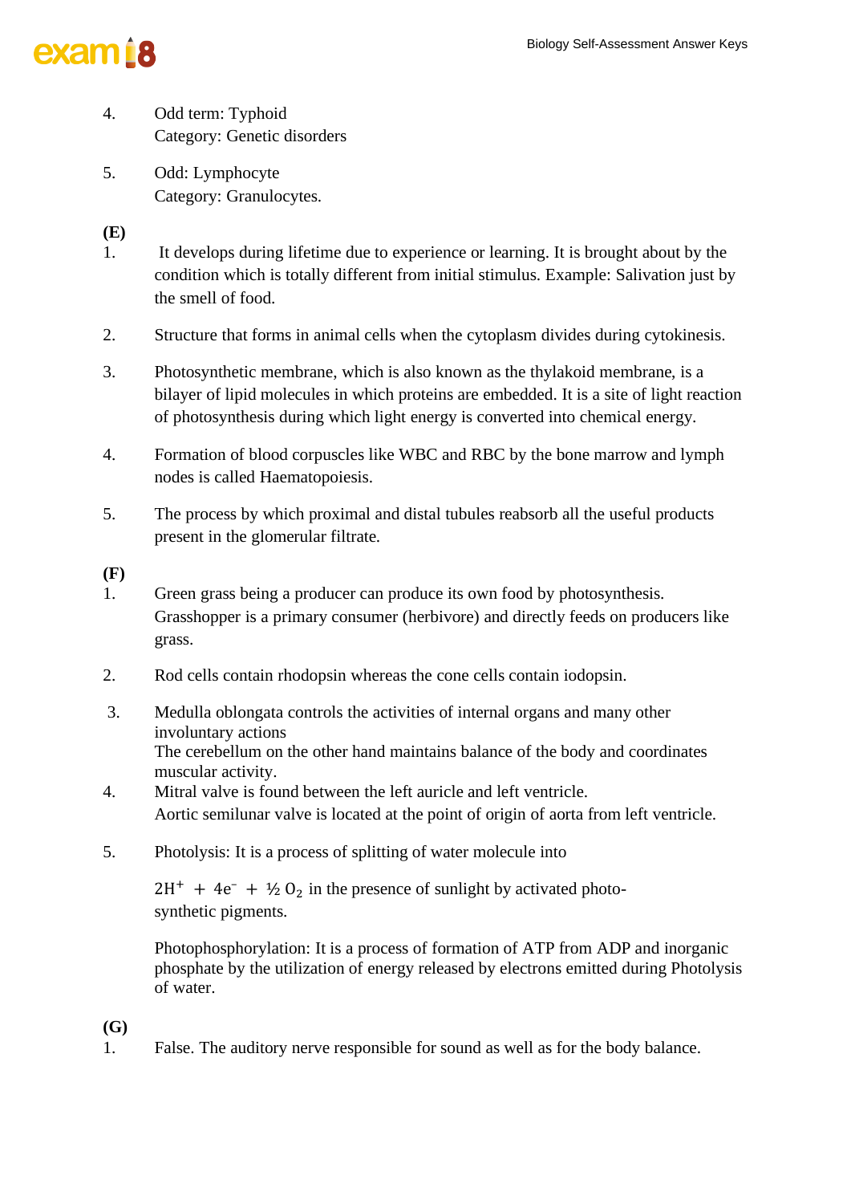4. Odd term: Typhoid
   Category: Genetic disorders

5. Odd: Lymphocyte
   Category: Granulocytes.

**(E)**

1. It develops during lifetime due to experience or learning. It is brought about by the condition which is totally different from initial stimulus. Example: Salivation just by the smell of food.

2. Structure that forms in animal cells when the cytoplasm divides during cytokinesis.

3. Photosynthetic membrane, which is also known as the thylakoid membrane, is a bilayer of lipid molecules in which proteins are embedded. It is a site of light reaction of photosynthesis during which light energy is converted into chemical energy.

4. Formation of blood corpuscles like WBC and RBC by the bone marrow and lymph nodes is called Haematopoiesis.

5. The process by which proximal and distal tubules reabsorb all the useful products present in the glomerular filtrate.

**(F)**

1. Green grass being a producer can produce its own food by photosynthesis.
   Grasshopper is a primary consumer (herbivore) and directly feeds on producers like grass.

2. Rod cells contain rhodopsin whereas the cone cells contain iodopsin.

3. Medulla oblongata controls the activities of internal organs and many other involuntary actions
   The cerebellum on the other hand maintains balance of the body and coordinates muscular activity.

4. Mitral valve is found between the left auricle and left ventricle.
   Aortic semilunar valve is located at the point of origin of aorta from left ventricle.

5. Photolysis: It is a process of splitting of water molecule into

   $2H^{+} + 4e^{-} + \frac{1}{2} O_2$ in the presence of sunlight by activated photo-synthetic pigments.

   Photophosphorylation: It is a process of formation of ATP from ADP and inorganic phosphate by the utilization of energy released by electrons emitted during Photolysis of water.

**(G)**

1. False. The auditory nerve responsible for sound as well as for the body balance.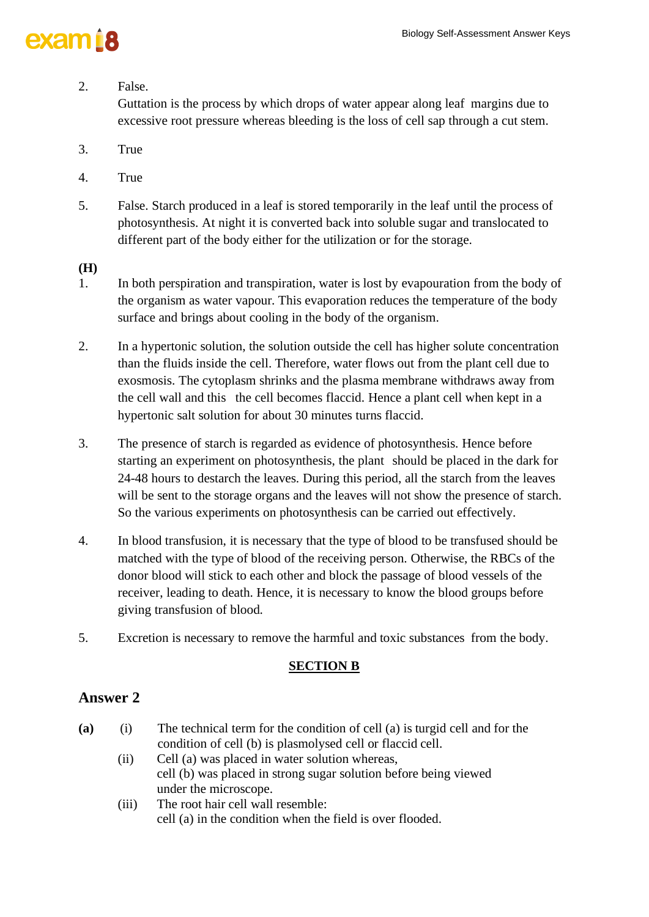2. False.
   Guttation is the process by which drops of water appear along leaf margins due to excessive root pressure whereas bleeding is the loss of cell sap through a cut stem.

3. True

4. True

5. False. Starch produced in a leaf is stored temporarily in the leaf until the process of photosynthesis. At night it is converted back into soluble sugar and translocated to different part of the body either for the utilization or for the storage.

**(H)**

1. In both perspiration and transpiration, water is lost by evapouration from the body of the organism as water vapour. This evaporation reduces the temperature of the body surface and brings about cooling in the body of the organism.

2. In a hypertonic solution, the solution outside the cell has higher solute concentration than the fluids inside the cell. Therefore, water flows out from the plant cell due to exosmosis. The cytoplasm shrinks and the plasma membrane withdraws away from the cell wall and this the cell becomes flaccid. Hence a plant cell when kept in a hypertonic salt solution for about 30 minutes turns flaccid.

3. The presence of starch is regarded as evidence of photosynthesis. Hence before starting an experiment on photosynthesis, the plant should be placed in the dark for 24-48 hours to destarch the leaves. During this period, all the starch from the leaves will be sent to the storage organs and the leaves will not show the presence of starch. So the various experiments on photosynthesis can be carried out effectively.

4. In blood transfusion, it is necessary that the type of blood to be transfused should be matched with the type of blood of the receiving person. Otherwise, the RBCs of the donor blood will stick to each other and block the passage of blood vessels of the receiver, leading to death. Hence, it is necessary to know the blood groups before giving transfusion of blood.

5. Excretion is necessary to remove the harmful and toxic substances from the body.

## SECTION B

## Answer 2

**(a)**
(i) The technical term for the condition of cell (a) is turgid cell and for the condition of cell (b) is plasmolysed cell or flaccid cell.

(ii) Cell (a) was placed in water solution whereas,
cell (b) was placed in strong sugar solution before being viewed under the microscope.

(iii) The root hair cell wall resemble:
cell (a) in the condition when the field is over flooded.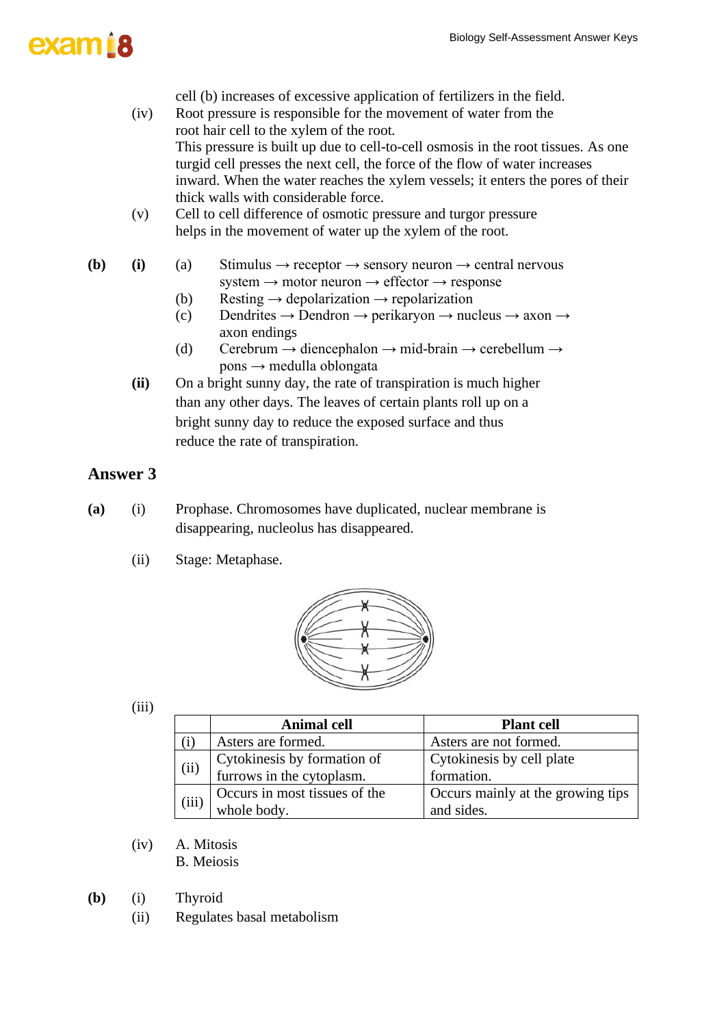cell (b) increases of excessive application of fertilizers in the field.

(iv) Root pressure is responsible for the movement of water from the root hair cell to the xylem of the root.
This pressure is built up due to cell-to-cell osmosis in the root tissues. As one turgid cell presses the next cell, the force of the flow of water increases inward. When the water reaches the xylem vessels; it enters the pores of their thick walls with considerable force.

(v) Cell to cell difference of osmotic pressure and turgor pressure helps in the movement of water up the xylem of the root.

**(b)** **(i)** (a) Stimulus → receptor → sensory neuron → central nervous system → motor neuron → effector → response

(b) Resting → depolarization → repolarization

(c) Dendrites → Dendron → perikaryon → nucleus → axon → axon endings

(d) Cerebrum → diencephalon → mid-brain → cerebellum → pons → medulla oblongata

**(ii)** On a bright sunny day, the rate of transpiration is much higher than any other days. The leaves of certain plants roll up on a bright sunny day to reduce the exposed surface and thus reduce the rate of transpiration.

## Answer 3

**(a)** (i) Prophase. Chromosomes have duplicated, nuclear membrane is disappearing, nucleolus has disappeared.

(ii) Stage: Metaphase.

(iii)

| | Animal cell | Plant cell |
|---|---|---|
| (i) | Asters are formed. | Asters are not formed. |
| (ii) | Cytokinesis by formation of furrows in the cytoplasm. | Cytokinesis by cell plate formation. |
| (iii) | Occurs in most tissues of the whole body. | Occurs mainly at the growing tips and sides. |

(iv) A. Mitosis
B. Meiosis

**(b)** (i) Thyroid

(ii) Regulates basal metabolism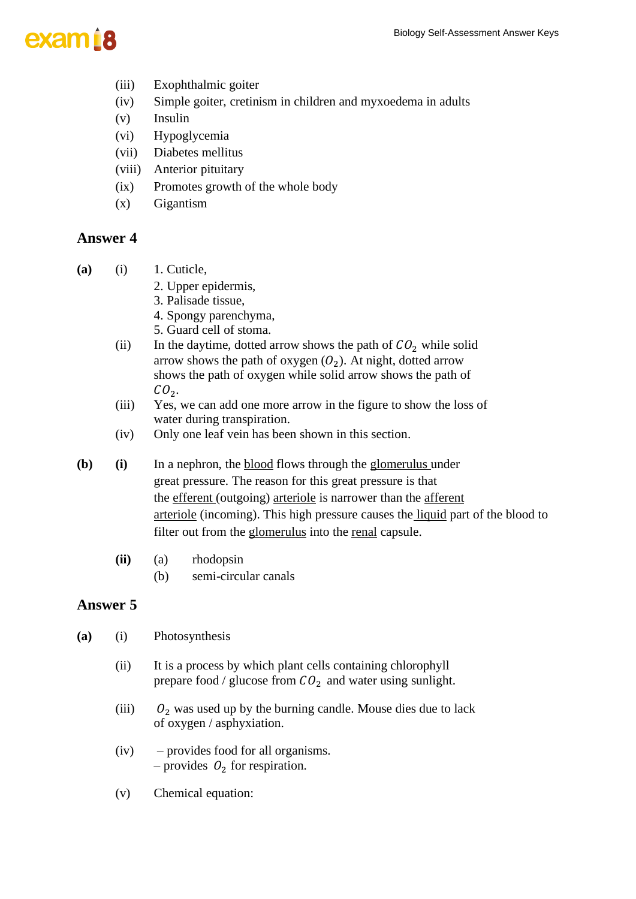(iii) Exophthalmic goiter

(iv) Simple goiter, cretinism in children and myxoedema in adults

(v) Insulin

(vi) Hypoglycemia

(vii) Diabetes mellitus

(viii) Anterior pituitary

(ix) Promotes growth of the whole body

(x) Gigantism

## Answer 4

**(a)** (i) 1. Cuticle,
2. Upper epidermis,
3. Palisade tissue,
4. Spongy parenchyma,
5. Guard cell of stoma.

(ii) In the daytime, dotted arrow shows the path of $CO_2$ while solid arrow shows the path of oxygen ($O_2$). At night, dotted arrow shows the path of oxygen while solid arrow shows the path of $CO_2$.

(iii) Yes, we can add one more arrow in the figure to show the loss of water during transpiration.

(iv) Only one leaf vein has been shown in this section.

**(b)** **(i)** In a nephron, the blood flows through the glomerulus under great pressure. The reason for this great pressure is that the efferent (outgoing) arteriole is narrower than the afferent arteriole (incoming). This high pressure causes the liquid part of the blood to filter out from the glomerulus into the renal capsule.

**(ii)** (a) rhodopsin
(b) semi-circular canals

## Answer 5

**(a)** (i) Photosynthesis

(ii) It is a process by which plant cells containing chlorophyll prepare food / glucose from $CO_2$ and water using sunlight.

(iii) $O_2$ was used up by the burning candle. Mouse dies due to lack of oxygen / asphyxiation.

(iv) – provides food for all organisms.
– provides $O_2$ for respiration.

(v) Chemical equation: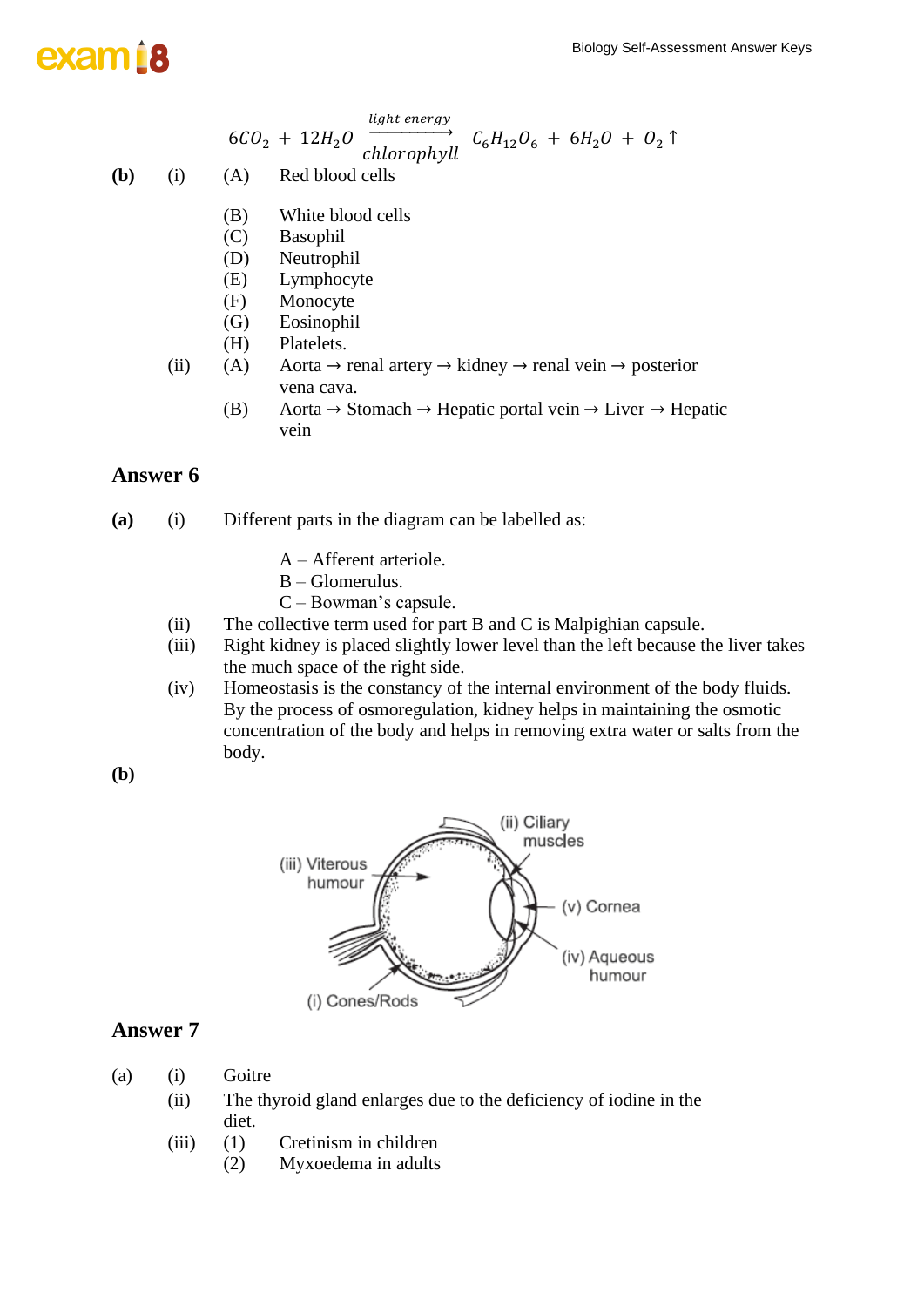$$6CO_2 + 12H_2O \xrightarrow[chlorophyll]{light\ energy} C_6H_{12}O_6 + 6H_2O + O_2 \uparrow$$

**(b)** (i) (A) Red blood cells

(B) White blood cells
(C) Basophil
(D) Neutrophil
(E) Lymphocyte
(F) Monocyte
(G) Eosinophil
(H) Platelets.

(ii) (A) Aorta → renal artery → kidney → renal vein → posterior vena cava.

(B) Aorta → Stomach → Hepatic portal vein → Liver → Hepatic vein

## Answer 6

**(a)** (i) Different parts in the diagram can be labelled as:

A – Afferent arteriole.
B – Glomerulus.
C – Bowman's capsule.

(ii) The collective term used for part B and C is Malpighian capsule.

(iii) Right kidney is placed slightly lower level than the left because the liver takes the much space of the right side.

(iv) Homeostasis is the constancy of the internal environment of the body fluids. By the process of osmoregulation, kidney helps in maintaining the osmotic concentration of the body and helps in removing extra water or salts from the body.

**(b)**

(ii) Ciliary muscles
(iii) Viterous humour
(v) Cornea
(iv) Aqueous humour
(i) Cones/Rods

## Answer 7

(a) (i) Goitre

(ii) The thyroid gland enlarges due to the deficiency of iodine in the diet.

(iii) (1) Cretinism in children
(2) Myxoedema in adults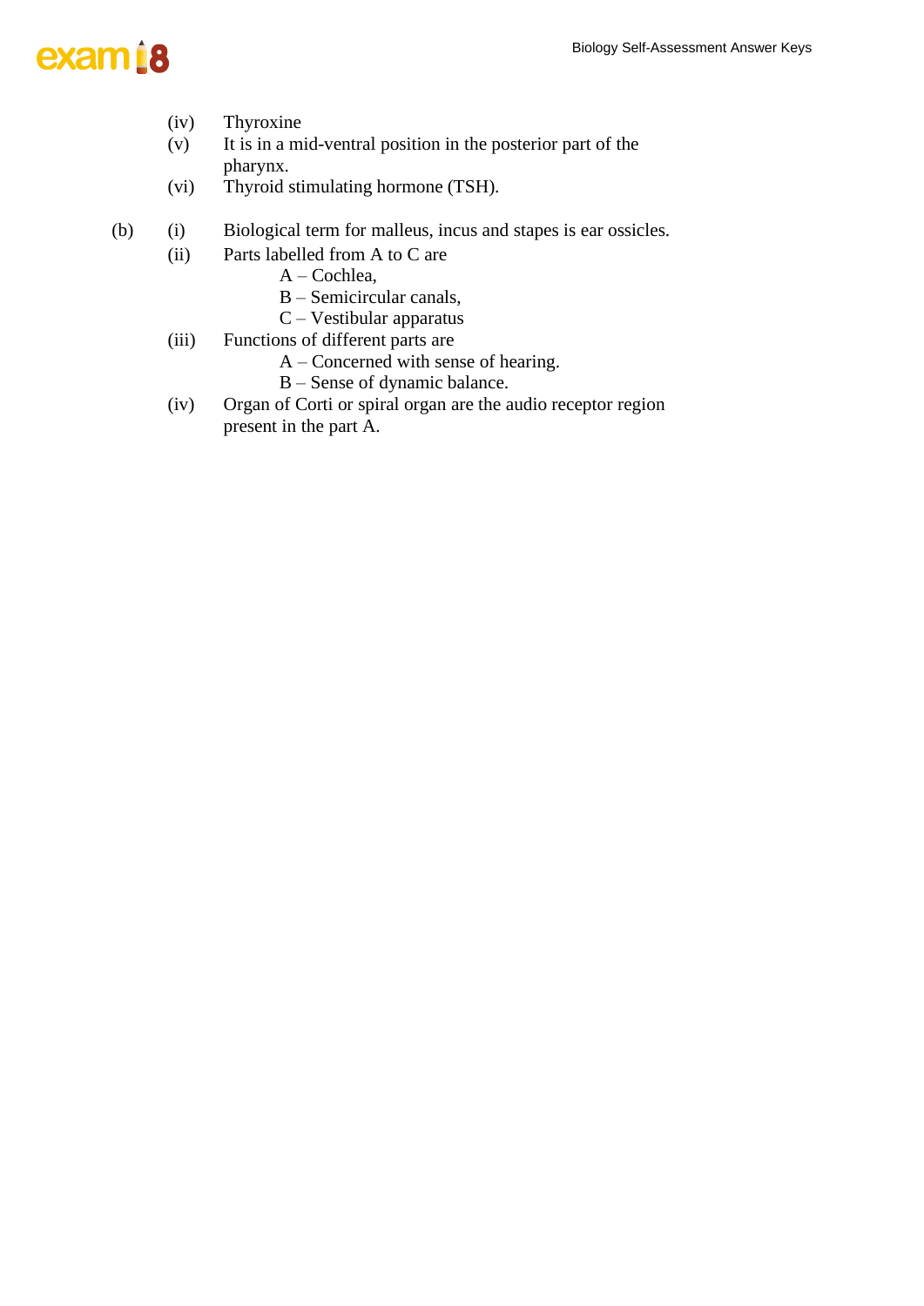(iv) Thyroxine

(v) It is in a mid-ventral position in the posterior part of the pharynx.

(vi) Thyroid stimulating hormone (TSH).

(b) (i) Biological term for malleus, incus and stapes is ear ossicles.

(ii) Parts labelled from A to C are

A – Cochlea,

B – Semicircular canals,

C – Vestibular apparatus

(iii) Functions of different parts are

A – Concerned with sense of hearing.

B – Sense of dynamic balance.

(iv) Organ of Corti or spiral organ are the audio receptor region present in the part A.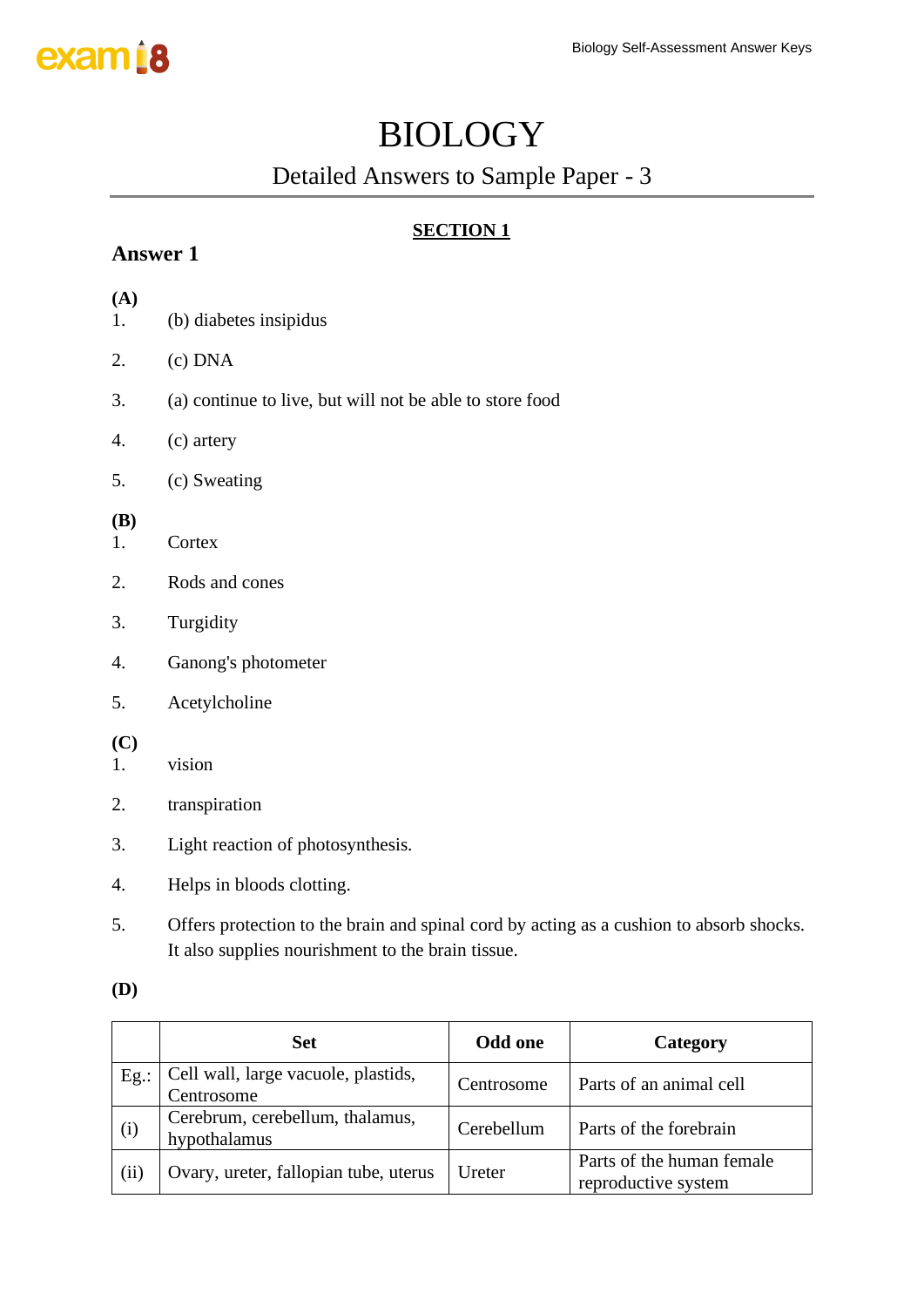# BIOLOGY

## Detailed Answers to Sample Paper - 3

**SECTION 1**

### Answer 1

**(A)**

1. (b) diabetes insipidus
2. (c) DNA
3. (a) continue to live, but will not be able to store food
4. (c) artery
5. (c) Sweating

**(B)**

1. Cortex
2. Rods and cones
3. Turgidity
4. Ganong's photometer
5. Acetylcholine

**(C)**

1. vision
2. transpiration
3. Light reaction of photosynthesis.
4. Helps in bloods clotting.
5. Offers protection to the brain and spinal cord by acting as a cushion to absorb shocks. It also supplies nourishment to the brain tissue.

**(D)**

| | Set | Odd one | Category |
|---|---|---|---|
| Eg.: | Cell wall, large vacuole, plastids, Centrosome | Centrosome | Parts of an animal cell |
| (i) | Cerebrum, cerebellum, thalamus, hypothalamus | Cerebellum | Parts of the forebrain |
| (ii) | Ovary, ureter, fallopian tube, uterus | Ureter | Parts of the human female reproductive system |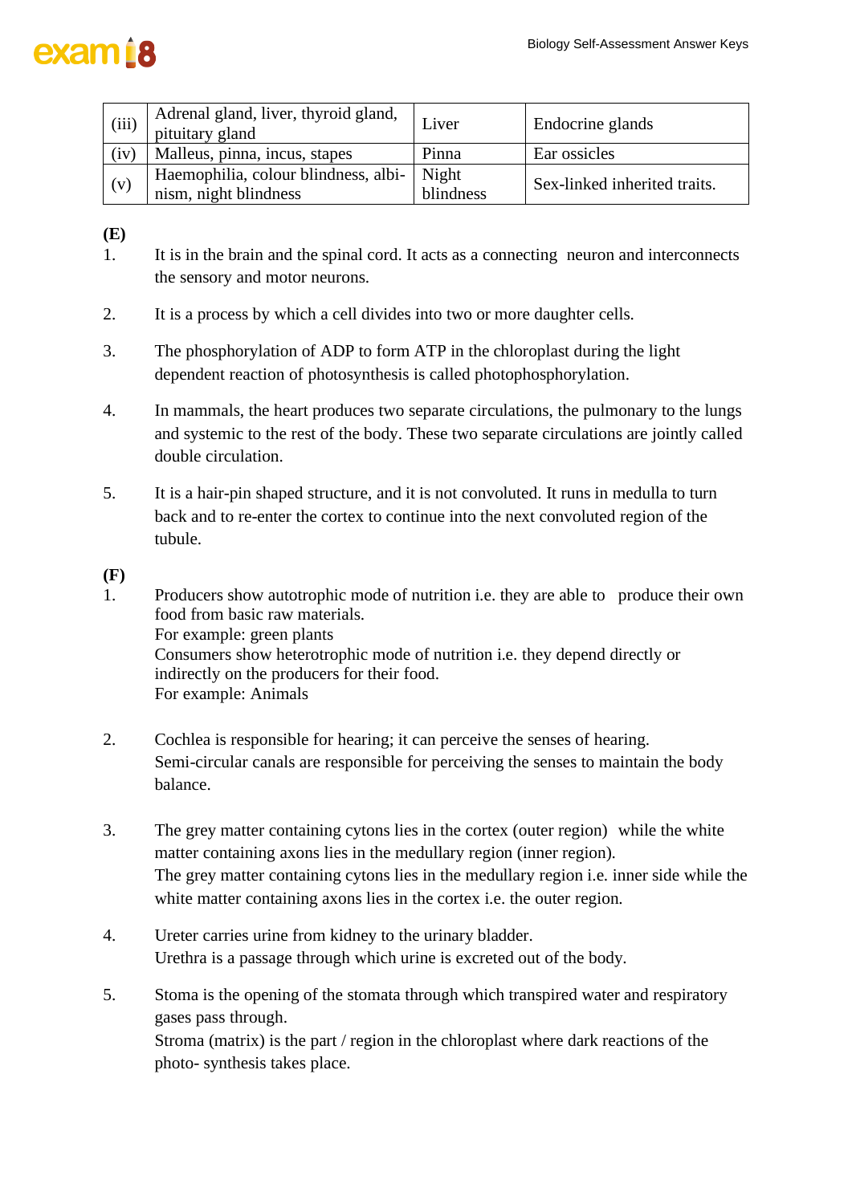| | | | |
|---|---|---|---|
| (iii) | Adrenal gland, liver, thyroid gland, pituitary gland | Liver | Endocrine glands |
| (iv) | Malleus, pinna, incus, stapes | Pinna | Ear ossicles |
| (v) | Haemophilia, colour blindness, albinism, night blindness | Night blindness | Sex-linked inherited traits. |

**(E)**

1. It is in the brain and the spinal cord. It acts as a connecting neuron and interconnects the sensory and motor neurons.

2. It is a process by which a cell divides into two or more daughter cells.

3. The phosphorylation of ADP to form ATP in the chloroplast during the light dependent reaction of photosynthesis is called photophosphorylation.

4. In mammals, the heart produces two separate circulations, the pulmonary to the lungs and systemic to the rest of the body. These two separate circulations are jointly called double circulation.

5. It is a hair-pin shaped structure, and it is not convoluted. It runs in medulla to turn back and to re-enter the cortex to continue into the next convoluted region of the tubule.

**(F)**

1. Producers show autotrophic mode of nutrition i.e. they are able to produce their own food from basic raw materials.
   For example: green plants
   Consumers show heterotrophic mode of nutrition i.e. they depend directly or indirectly on the producers for their food.
   For example: Animals

2. Cochlea is responsible for hearing; it can perceive the senses of hearing.
   Semi-circular canals are responsible for perceiving the senses to maintain the body balance.

3. The grey matter containing cytons lies in the cortex (outer region) while the white matter containing axons lies in the medullary region (inner region).
   The grey matter containing cytons lies in the medullary region i.e. inner side while the white matter containing axons lies in the cortex i.e. the outer region.

4. Ureter carries urine from kidney to the urinary bladder.
   Urethra is a passage through which urine is excreted out of the body.

5. Stoma is the opening of the stomata through which transpired water and respiratory gases pass through.
   Stroma (matrix) is the part / region in the chloroplast where dark reactions of the photo- synthesis takes place.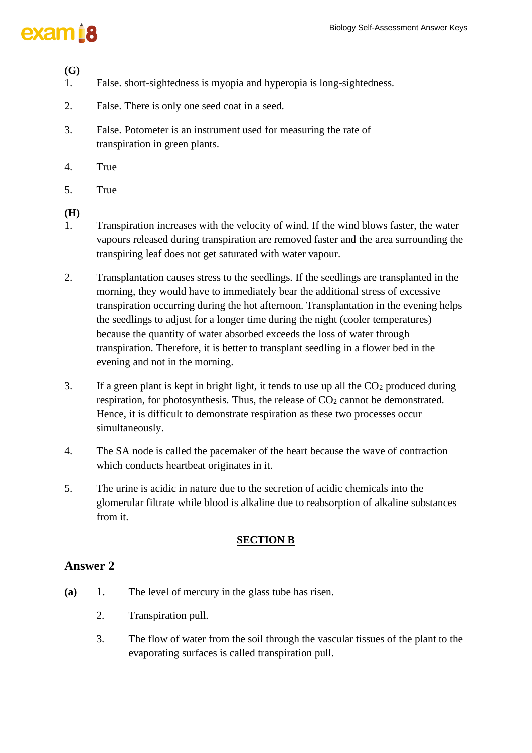**(G)**

1. False. short-sightedness is myopia and hyperopia is long-sightedness.

2. False. There is only one seed coat in a seed.

3. False. Potometer is an instrument used for measuring the rate of transpiration in green plants.

4. True

5. True

**(H)**

1. Transpiration increases with the velocity of wind. If the wind blows faster, the water vapours released during transpiration are removed faster and the area surrounding the transpiring leaf does not get saturated with water vapour.

2. Transplantation causes stress to the seedlings. If the seedlings are transplanted in the morning, they would have to immediately bear the additional stress of excessive transpiration occurring during the hot afternoon. Transplantation in the evening helps the seedlings to adjust for a longer time during the night (cooler temperatures) because the quantity of water absorbed exceeds the loss of water through transpiration. Therefore, it is better to transplant seedling in a flower bed in the evening and not in the morning.

3. If a green plant is kept in bright light, it tends to use up all the $CO_2$ produced during respiration, for photosynthesis. Thus, the release of $CO_2$ cannot be demonstrated. Hence, it is difficult to demonstrate respiration as these two processes occur simultaneously.

4. The SA node is called the pacemaker of the heart because the wave of contraction which conducts heartbeat originates in it.

5. The urine is acidic in nature due to the secretion of acidic chemicals into the glomerular filtrate while blood is alkaline due to reabsorption of alkaline substances from it.

**SECTION B**

## Answer 2

**(a)**

1. The level of mercury in the glass tube has risen.

2. Transpiration pull.

3. The flow of water from the soil through the vascular tissues of the plant to the evaporating surfaces is called transpiration pull.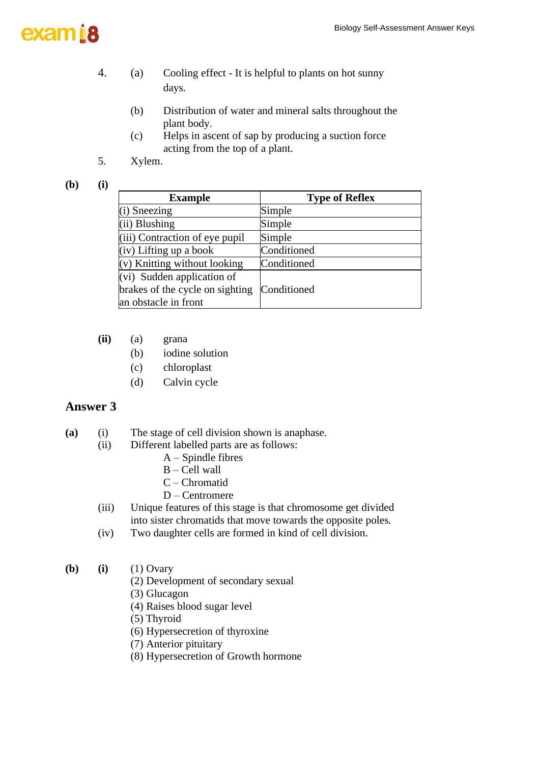4. (a) Cooling effect - It is helpful to plants on hot sunny days.

   (b) Distribution of water and mineral salts throughout the plant body.

   (c) Helps in ascent of sap by producing a suction force acting from the top of a plant.

5. Xylem.

**(b)** **(i)**

| Example | Type of Reflex |
|---|---|
| (i) Sneezing | Simple |
| (ii) Blushing | Simple |
| (iii) Contraction of eye pupil | Simple |
| (iv) Lifting up a book | Conditioned |
| (v) Knitting without looking | Conditioned |
| (vi) Sudden application of brakes of the cycle on sighting an obstacle in front | Conditioned |

**(ii)** (a) grana

(b) iodine solution

(c) chloroplast

(d) Calvin cycle

## Answer 3

**(a)** (i) The stage of cell division shown is anaphase.

(ii) Different labelled parts are as follows:

A – Spindle fibres
B – Cell wall
C – Chromatid
D – Centromere

(iii) Unique features of this stage is that chromosome get divided into sister chromatids that move towards the opposite poles.

(iv) Two daughter cells are formed in kind of cell division.

**(b)** **(i)** (1) Ovary
(2) Development of secondary sexual
(3) Glucagon
(4) Raises blood sugar level
(5) Thyroid
(6) Hypersecretion of thyroxine
(7) Anterior pituitary
(8) Hypersecretion of Growth hormone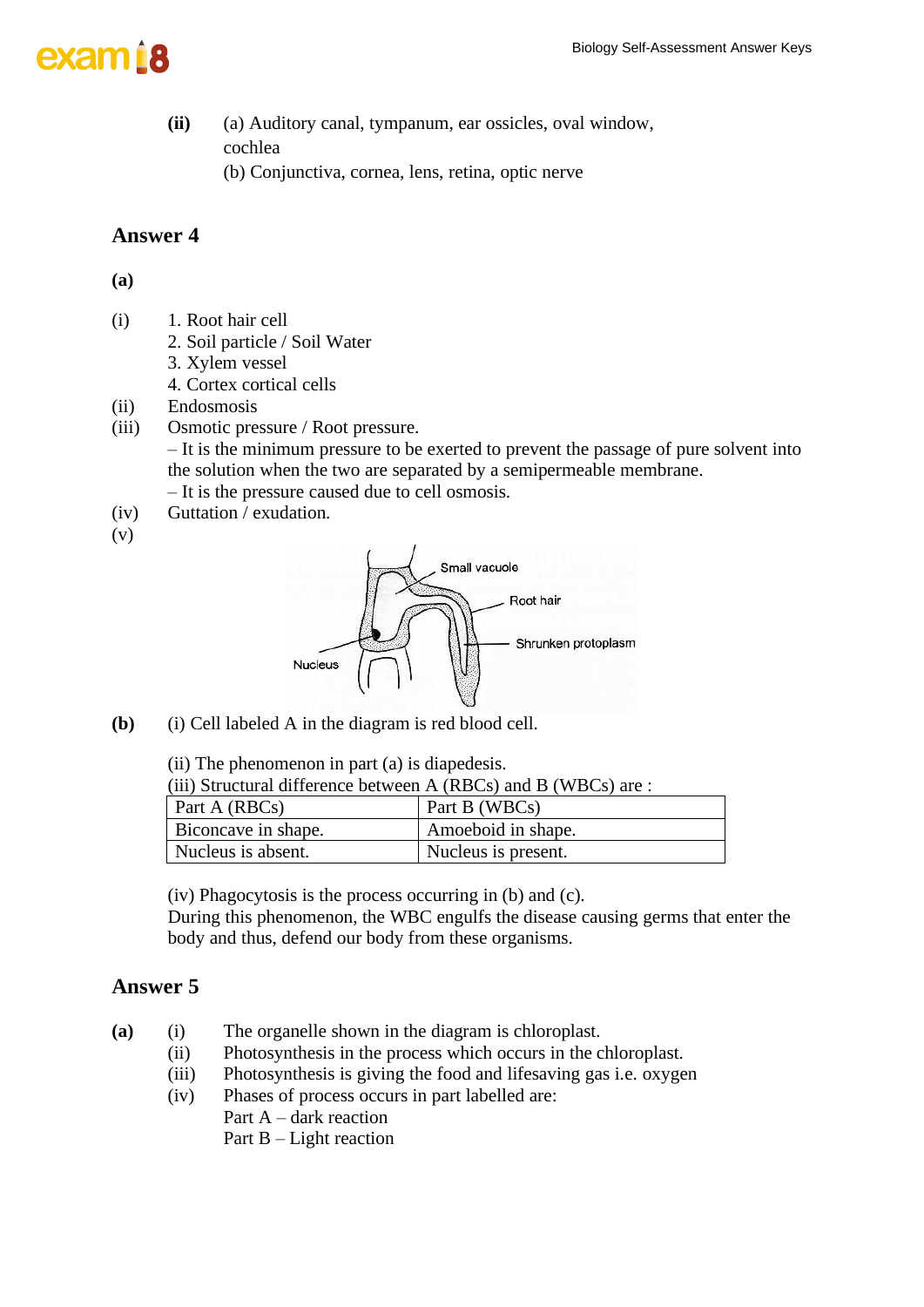**(ii)** (a) Auditory canal, tympanum, ear ossicles, oval window, cochlea
(b) Conjunctiva, cornea, lens, retina, optic nerve

## Answer 4

**(a)**

(i) 1. Root hair cell
2. Soil particle / Soil Water
3. Xylem vessel
4. Cortex cortical cells

(ii) Endosmosis

(iii) Osmotic pressure / Root pressure.
– It is the minimum pressure to be exerted to prevent the passage of pure solvent into the solution when the two are separated by a semipermeable membrane.
– It is the pressure caused due to cell osmosis.

(iv) Guttation / exudation.

(v)

Small vacuole
Root hair
Shrunken protoplasm
Nucleus

**(b)** (i) Cell labeled A in the diagram is red blood cell.

(ii) The phenomenon in part (a) is diapedesis.

(iii) Structural difference between A (RBCs) and B (WBCs) are :

| Part A (RBCs) | Part B (WBCs) |
|---|---|
| Biconcave in shape. | Amoeboid in shape. |
| Nucleus is absent. | Nucleus is present. |

(iv) Phagocytosis is the process occurring in (b) and (c).
During this phenomenon, the WBC engulfs the disease causing germs that enter the body and thus, defend our body from these organisms.

## Answer 5

**(a)** (i) The organelle shown in the diagram is chloroplast.

(ii) Photosynthesis in the process which occurs in the chloroplast.

(iii) Photosynthesis is giving the food and lifesaving gas i.e. oxygen

(iv) Phases of process occurs in part labelled are:
Part A – dark reaction
Part B – Light reaction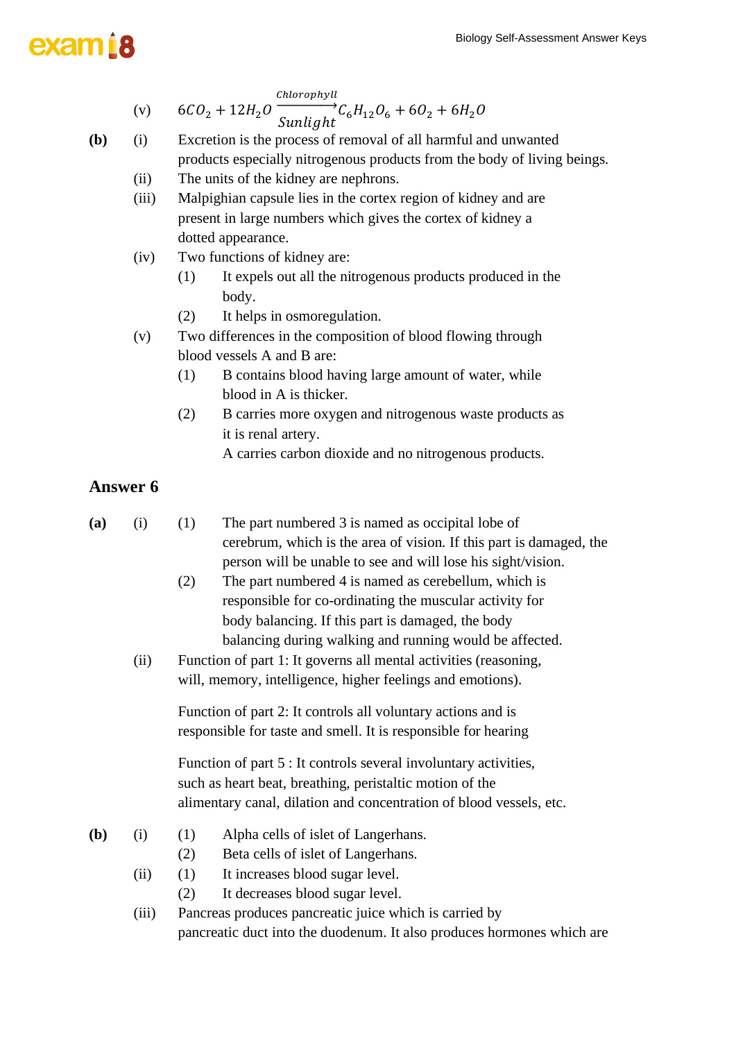(v) $6CO_2 + 12H_2O \xrightarrow[Sunlight]{Chlorophyll} C_6H_{12}O_6 + 6O_2 + 6H_2O$

**(b)** (i) Excretion is the process of removal of all harmful and unwanted products especially nitrogenous products from the body of living beings.

(ii) The units of the kidney are nephrons.

(iii) Malpighian capsule lies in the cortex region of kidney and are present in large numbers which gives the cortex of kidney a dotted appearance.

(iv) Two functions of kidney are:

(1) It expels out all the nitrogenous products produced in the body.

(2) It helps in osmoregulation.

(v) Two differences in the composition of blood flowing through blood vessels A and B are:

(1) B contains blood having large amount of water, while blood in A is thicker.

(2) B carries more oxygen and nitrogenous waste products as it is renal artery.
A carries carbon dioxide and no nitrogenous products.

## Answer 6

**(a)** (i) (1) The part numbered 3 is named as occipital lobe of cerebrum, which is the area of vision. If this part is damaged, the person will be unable to see and will lose his sight/vision.

(2) The part numbered 4 is named as cerebellum, which is responsible for co-ordinating the muscular activity for body balancing. If this part is damaged, the body balancing during walking and running would be affected.

(ii) Function of part 1: It governs all mental activities (reasoning, will, memory, intelligence, higher feelings and emotions).

Function of part 2: It controls all voluntary actions and is responsible for taste and smell. It is responsible for hearing

Function of part 5 : It controls several involuntary activities, such as heart beat, breathing, peristaltic motion of the alimentary canal, dilation and concentration of blood vessels, etc.

**(b)** (i) (1) Alpha cells of islet of Langerhans.

(2) Beta cells of islet of Langerhans.

(ii) (1) It increases blood sugar level.

(2) It decreases blood sugar level.

(iii) Pancreas produces pancreatic juice which is carried by pancreatic duct into the duodenum. It also produces hormones which are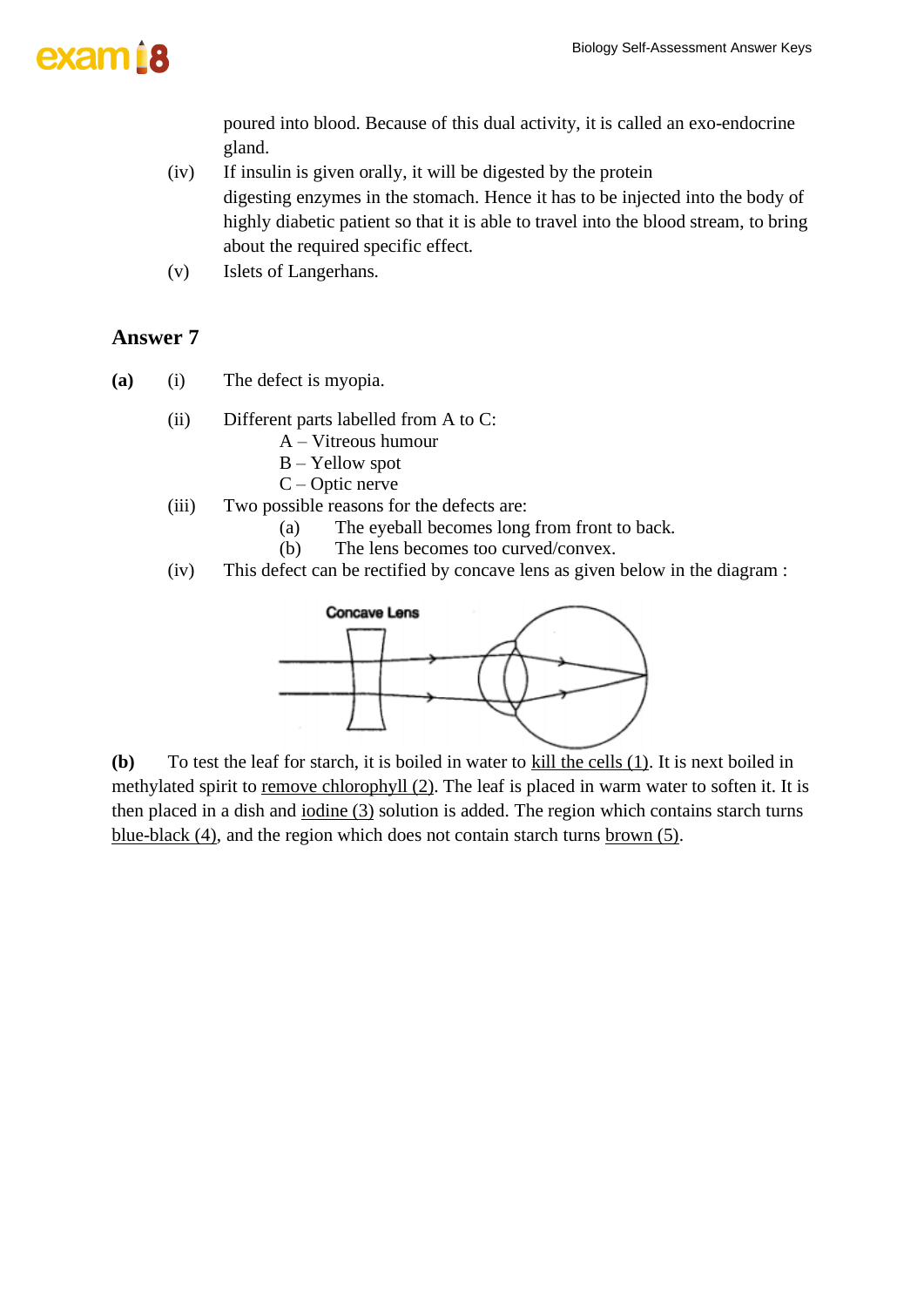poured into blood. Because of this dual activity, it is called an exo-endocrine gland.

(iv) If insulin is given orally, it will be digested by the protein digesting enzymes in the stomach. Hence it has to be injected into the body of highly diabetic patient so that it is able to travel into the blood stream, to bring about the required specific effect.

(v) Islets of Langerhans.

## Answer 7

**(a)** (i) The defect is myopia.

(ii) Different parts labelled from A to C:

A – Vitreous humour
B – Yellow spot
C – Optic nerve

(iii) Two possible reasons for the defects are:

(a) The eyeball becomes long from front to back.
(b) The lens becomes too curved/convex.

(iv) This defect can be rectified by concave lens as given below in the diagram :

Concave Lens

**(b)** To test the leaf for starch, it is boiled in water to kill the cells (1). It is next boiled in methylated spirit to remove chlorophyll (2). The leaf is placed in warm water to soften it. It is then placed in a dish and iodine (3) solution is added. The region which contains starch turns blue-black (4), and the region which does not contain starch turns brown (5).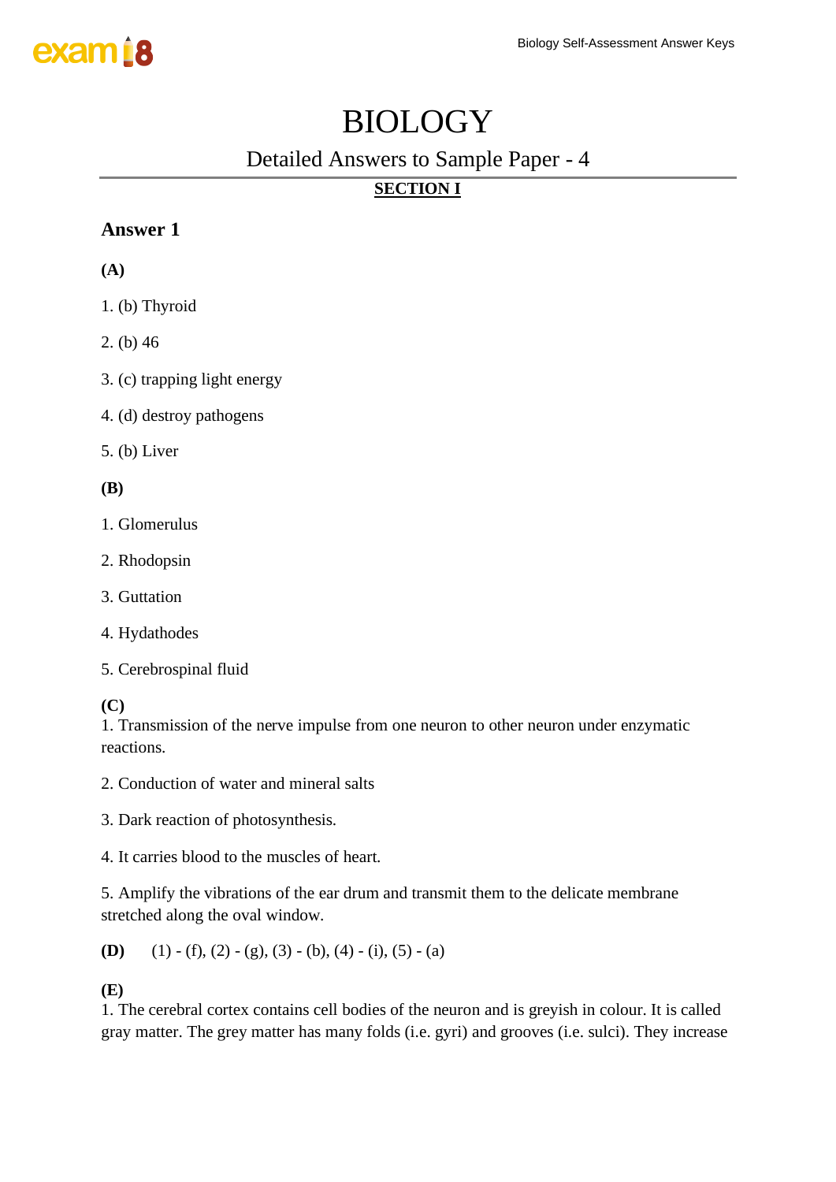# BIOLOGY

## Detailed Answers to Sample Paper - 4

**SECTION I**

### Answer 1

**(A)**

1. (b) Thyroid

2. (b) 46

3. (c) trapping light energy

4. (d) destroy pathogens

5. (b) Liver

**(B)**

1. Glomerulus

2. Rhodopsin

3. Guttation

4. Hydathodes

5. Cerebrospinal fluid

**(C)**

1. Transmission of the nerve impulse from one neuron to other neuron under enzymatic reactions.

2. Conduction of water and mineral salts

3. Dark reaction of photosynthesis.

4. It carries blood to the muscles of heart.

5. Amplify the vibrations of the ear drum and transmit them to the delicate membrane stretched along the oval window.

**(D)** (1) - (f), (2) - (g), (3) - (b), (4) - (i), (5) - (a)

**(E)**

1. The cerebral cortex contains cell bodies of the neuron and is greyish in colour. It is called gray matter. The grey matter has many folds (i.e. gyri) and grooves (i.e. sulci). They increase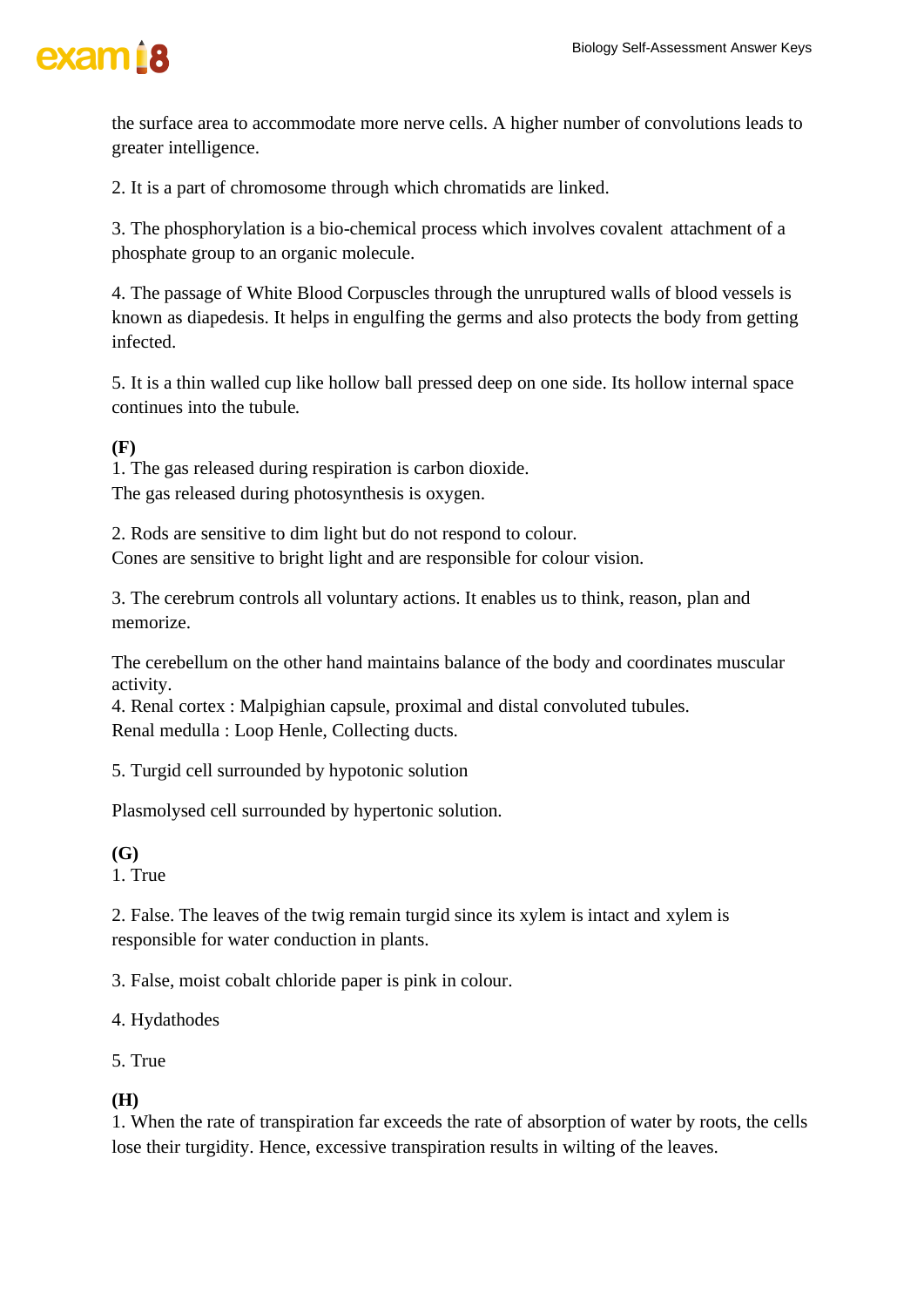the surface area to accommodate more nerve cells. A higher number of convolutions leads to greater intelligence.

2. It is a part of chromosome through which chromatids are linked.

3. The phosphorylation is a bio-chemical process which involves covalent attachment of a phosphate group to an organic molecule.

4. The passage of White Blood Corpuscles through the unruptured walls of blood vessels is known as diapedesis. It helps in engulfing the germs and also protects the body from getting infected.

5. It is a thin walled cup like hollow ball pressed deep on one side. Its hollow internal space continues into the tubule.

**(F)**

1. The gas released during respiration is carbon dioxide.
The gas released during photosynthesis is oxygen.

2. Rods are sensitive to dim light but do not respond to colour.
Cones are sensitive to bright light and are responsible for colour vision.

3. The cerebrum controls all voluntary actions. It enables us to think, reason, plan and memorize.

The cerebellum on the other hand maintains balance of the body and coordinates muscular activity.

4. Renal cortex : Malpighian capsule, proximal and distal convoluted tubules.
Renal medulla : Loop Henle, Collecting ducts.

5. Turgid cell surrounded by hypotonic solution

Plasmolysed cell surrounded by hypertonic solution.

**(G)**

1. True

2. False. The leaves of the twig remain turgid since its xylem is intact and xylem is responsible for water conduction in plants.

3. False, moist cobalt chloride paper is pink in colour.

4. Hydathodes

5. True

**(H)**

1. When the rate of transpiration far exceeds the rate of absorption of water by roots, the cells lose their turgidity. Hence, excessive transpiration results in wilting of the leaves.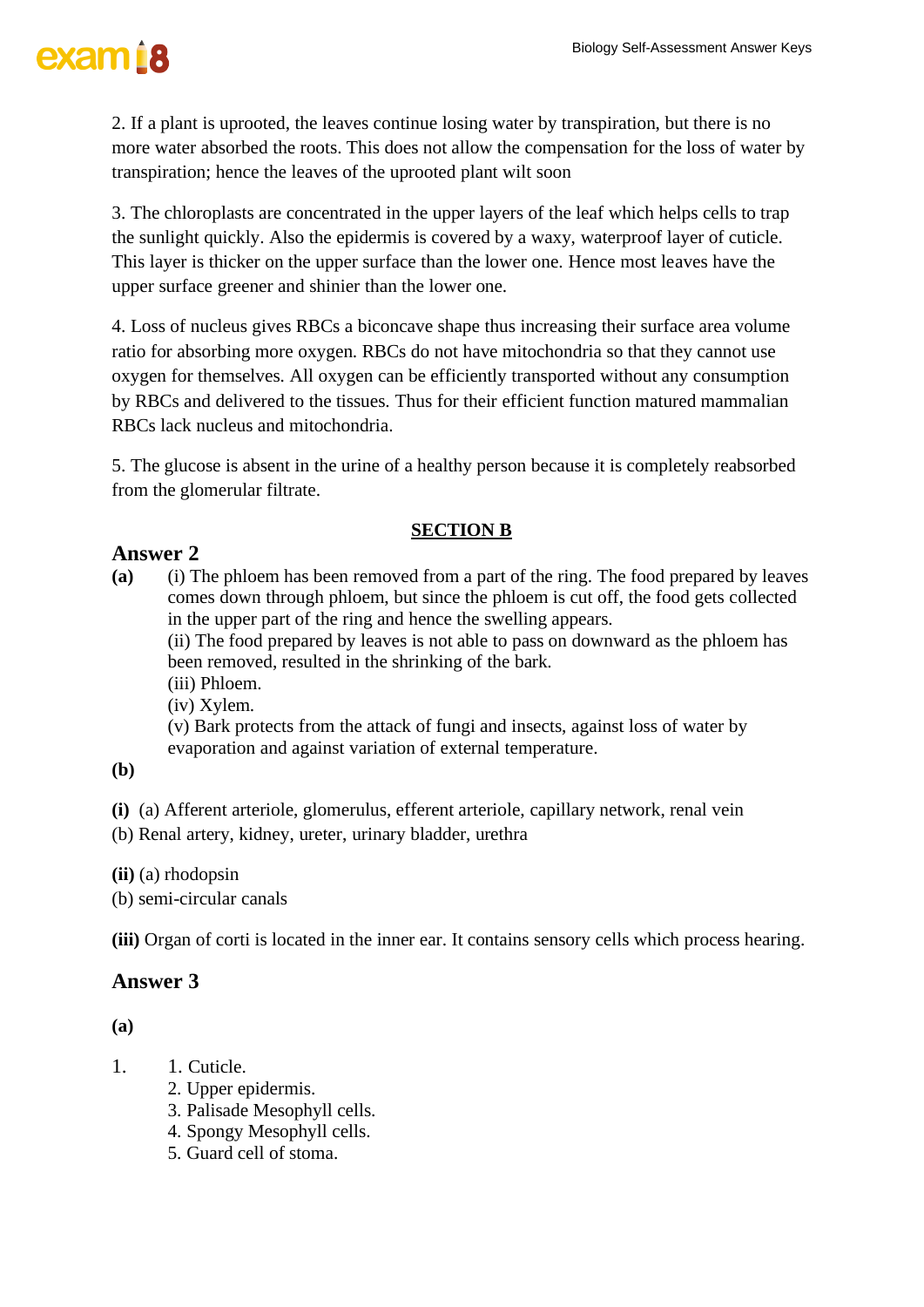2. If a plant is uprooted, the leaves continue losing water by transpiration, but there is no more water absorbed the roots. This does not allow the compensation for the loss of water by transpiration; hence the leaves of the uprooted plant wilt soon

3. The chloroplasts are concentrated in the upper layers of the leaf which helps cells to trap the sunlight quickly. Also the epidermis is covered by a waxy, waterproof layer of cuticle. This layer is thicker on the upper surface than the lower one. Hence most leaves have the upper surface greener and shinier than the lower one.

4. Loss of nucleus gives RBCs a biconcave shape thus increasing their surface area volume ratio for absorbing more oxygen. RBCs do not have mitochondria so that they cannot use oxygen for themselves. All oxygen can be efficiently transported without any consumption by RBCs and delivered to the tissues. Thus for their efficient function matured mammalian RBCs lack nucleus and mitochondria.

5. The glucose is absent in the urine of a healthy person because it is completely reabsorbed from the glomerular filtrate.

## SECTION B

### Answer 2

**(a)** (i) The phloem has been removed from a part of the ring. The food prepared by leaves comes down through phloem, but since the phloem is cut off, the food gets collected in the upper part of the ring and hence the swelling appears.
(ii) The food prepared by leaves is not able to pass on downward as the phloem has been removed, resulted in the shrinking of the bark.
(iii) Phloem.
(iv) Xylem.
(v) Bark protects from the attack of fungi and insects, against loss of water by evaporation and against variation of external temperature.

**(b)**

**(i)** (a) Afferent arteriole, glomerulus, efferent arteriole, capillary network, renal vein
(b) Renal artery, kidney, ureter, urinary bladder, urethra

**(ii)** (a) rhodopsin
(b) semi-circular canals

**(iii)** Organ of corti is located in the inner ear. It contains sensory cells which process hearing.

### Answer 3

**(a)**

1. 1. Cuticle.
   2. Upper epidermis.
   3. Palisade Mesophyll cells.
   4. Spongy Mesophyll cells.
   5. Guard cell of stoma.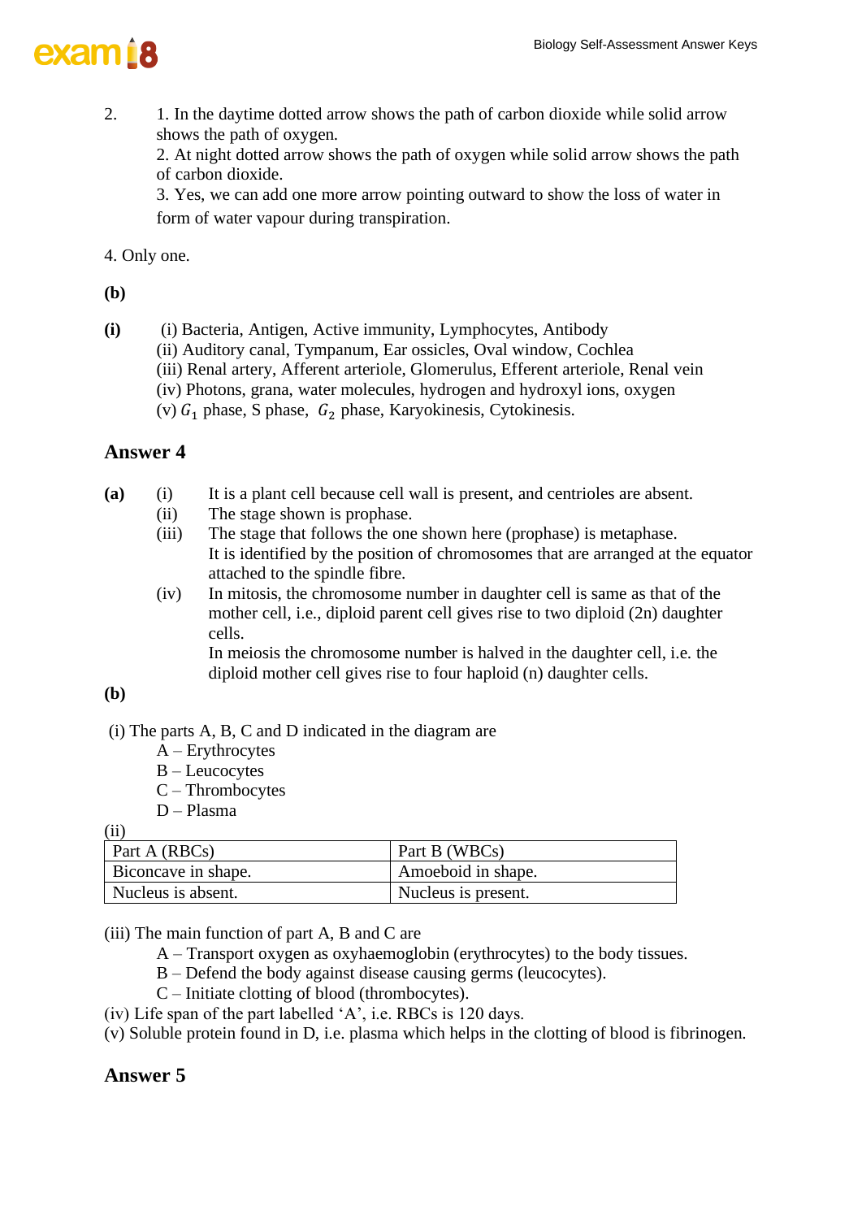2. 1. In the daytime dotted arrow shows the path of carbon dioxide while solid arrow shows the path of oxygen.
2. At night dotted arrow shows the path of oxygen while solid arrow shows the path of carbon dioxide.
3. Yes, we can add one more arrow pointing outward to show the loss of water in form of water vapour during transpiration.

4. Only one.

**(b)**

**(i)** (i) Bacteria, Antigen, Active immunity, Lymphocytes, Antibody
(ii) Auditory canal, Tympanum, Ear ossicles, Oval window, Cochlea
(iii) Renal artery, Afferent arteriole, Glomerulus, Efferent arteriole, Renal vein
(iv) Photons, grana, water molecules, hydrogen and hydroxyl ions, oxygen
(v) $G_1$ phase, S phase, $G_2$ phase, Karyokinesis, Cytokinesis.

## Answer 4

**(a)** (i) It is a plant cell because cell wall is present, and centrioles are absent.
(ii) The stage shown is prophase.
(iii) The stage that follows the one shown here (prophase) is metaphase.
It is identified by the position of chromosomes that are arranged at the equator attached to the spindle fibre.
(iv) In mitosis, the chromosome number in daughter cell is same as that of the mother cell, i.e., diploid parent cell gives rise to two diploid (2n) daughter cells.
In meiosis the chromosome number is halved in the daughter cell, i.e. the diploid mother cell gives rise to four haploid (n) daughter cells.

**(b)**

(i) The parts A, B, C and D indicated in the diagram are
A – Erythrocytes
B – Leucocytes
C – Thrombocytes
D – Plasma

(ii)

| Part A (RBCs) | Part B (WBCs) |
|---|---|
| Biconcave in shape. | Amoeboid in shape. |
| Nucleus is absent. | Nucleus is present. |

(iii) The main function of part A, B and C are
A – Transport oxygen as oxyhaemoglobin (erythrocytes) to the body tissues.
B – Defend the body against disease causing germs (leucocytes).
C – Initiate clotting of blood (thrombocytes).
(iv) Life span of the part labelled 'A', i.e. RBCs is 120 days.
(v) Soluble protein found in D, i.e. plasma which helps in the clotting of blood is fibrinogen.

## Answer 5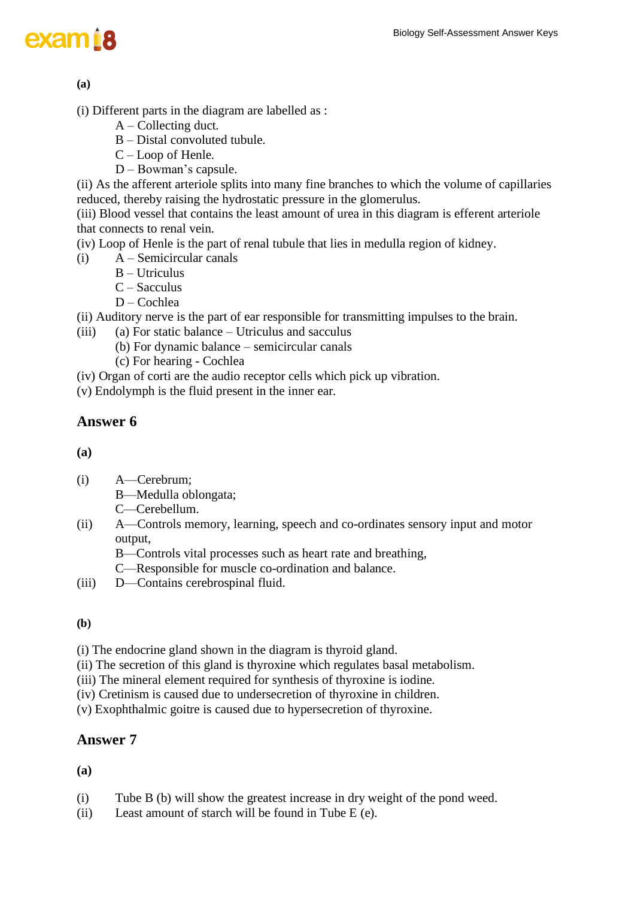**(a)**

(i) Different parts in the diagram are labelled as :

A – Collecting duct.
B – Distal convoluted tubule.
C – Loop of Henle.
D – Bowman's capsule.

(ii) As the afferent arteriole splits into many fine branches to which the volume of capillaries reduced, thereby raising the hydrostatic pressure in the glomerulus.

(iii) Blood vessel that contains the least amount of urea in this diagram is efferent arteriole that connects to renal vein.

(iv) Loop of Henle is the part of renal tubule that lies in medulla region of kidney.

(i) A – Semicircular canals
B – Utriculus
C – Sacculus
D – Cochlea

(ii) Auditory nerve is the part of ear responsible for transmitting impulses to the brain.

(iii) (a) For static balance – Utriculus and sacculus
(b) For dynamic balance – semicircular canals
(c) For hearing - Cochlea

(iv) Organ of corti are the audio receptor cells which pick up vibration.

(v) Endolymph is the fluid present in the inner ear.

## Answer 6

**(a)**

(i) A—Cerebrum;
B—Medulla oblongata;
C—Cerebellum.

(ii) A—Controls memory, learning, speech and co-ordinates sensory input and motor output,
B—Controls vital processes such as heart rate and breathing,
C—Responsible for muscle co-ordination and balance.

(iii) D—Contains cerebrospinal fluid.

**(b)**

(i) The endocrine gland shown in the diagram is thyroid gland.

(ii) The secretion of this gland is thyroxine which regulates basal metabolism.

(iii) The mineral element required for synthesis of thyroxine is iodine.

(iv) Cretinism is caused due to undersecretion of thyroxine in children.

(v) Exophthalmic goitre is caused due to hypersecretion of thyroxine.

## Answer 7

**(a)**

(i) Tube B (b) will show the greatest increase in dry weight of the pond weed.

(ii) Least amount of starch will be found in Tube E (e).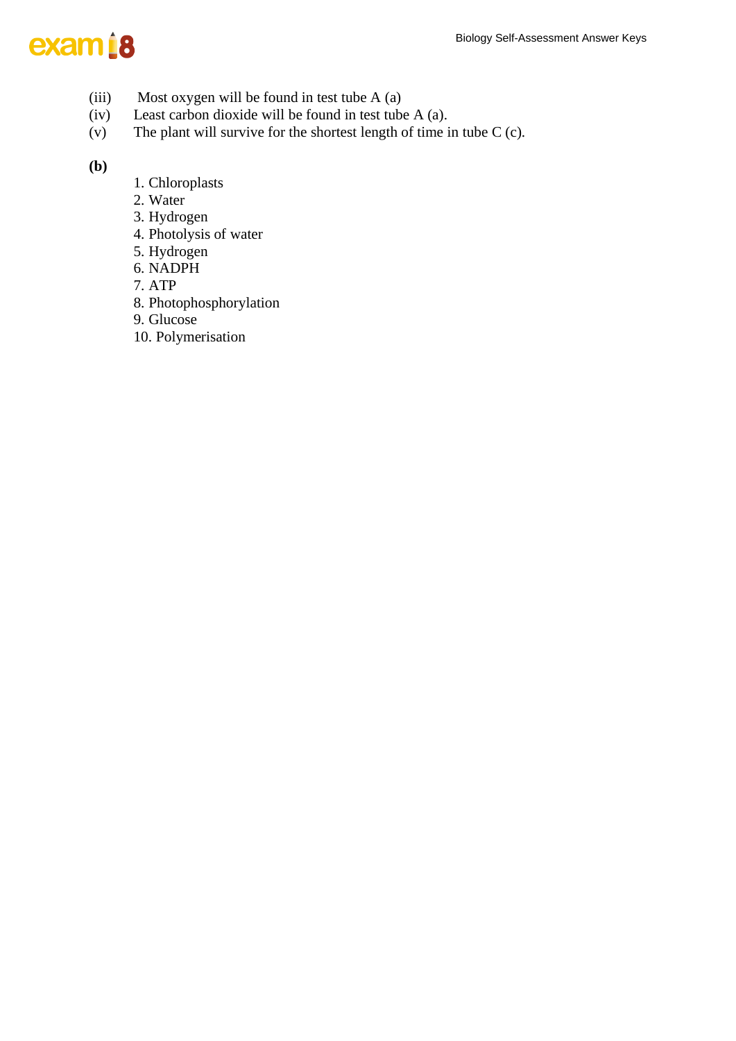(iii) Most oxygen will be found in test tube A (a)
(iv) Least carbon dioxide will be found in test tube A (a).
(v) The plant will survive for the shortest length of time in tube C (c).

**(b)**

1. Chloroplasts
2. Water
3. Hydrogen
4. Photolysis of water
5. Hydrogen
6. NADPH
7. ATP
8. Photophosphorylation
9. Glucose
10. Polymerisation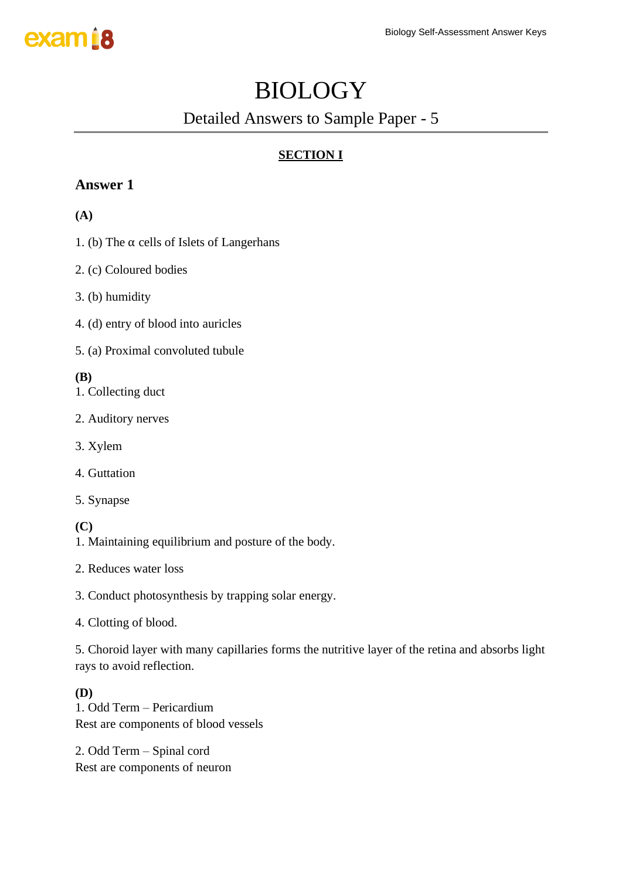# BIOLOGY

## Detailed Answers to Sample Paper - 5

**SECTION I**

### Answer 1

**(A)**

1. (b) The α cells of Islets of Langerhans

2. (c) Coloured bodies

3. (b) humidity

4. (d) entry of blood into auricles

5. (a) Proximal convoluted tubule

**(B)**

1. Collecting duct

2. Auditory nerves

3. Xylem

4. Guttation

5. Synapse

**(C)**

1. Maintaining equilibrium and posture of the body.

2. Reduces water loss

3. Conduct photosynthesis by trapping solar energy.

4. Clotting of blood.

5. Choroid layer with many capillaries forms the nutritive layer of the retina and absorbs light rays to avoid reflection.

**(D)**

1. Odd Term – Pericardium
Rest are components of blood vessels

2. Odd Term – Spinal cord
Rest are components of neuron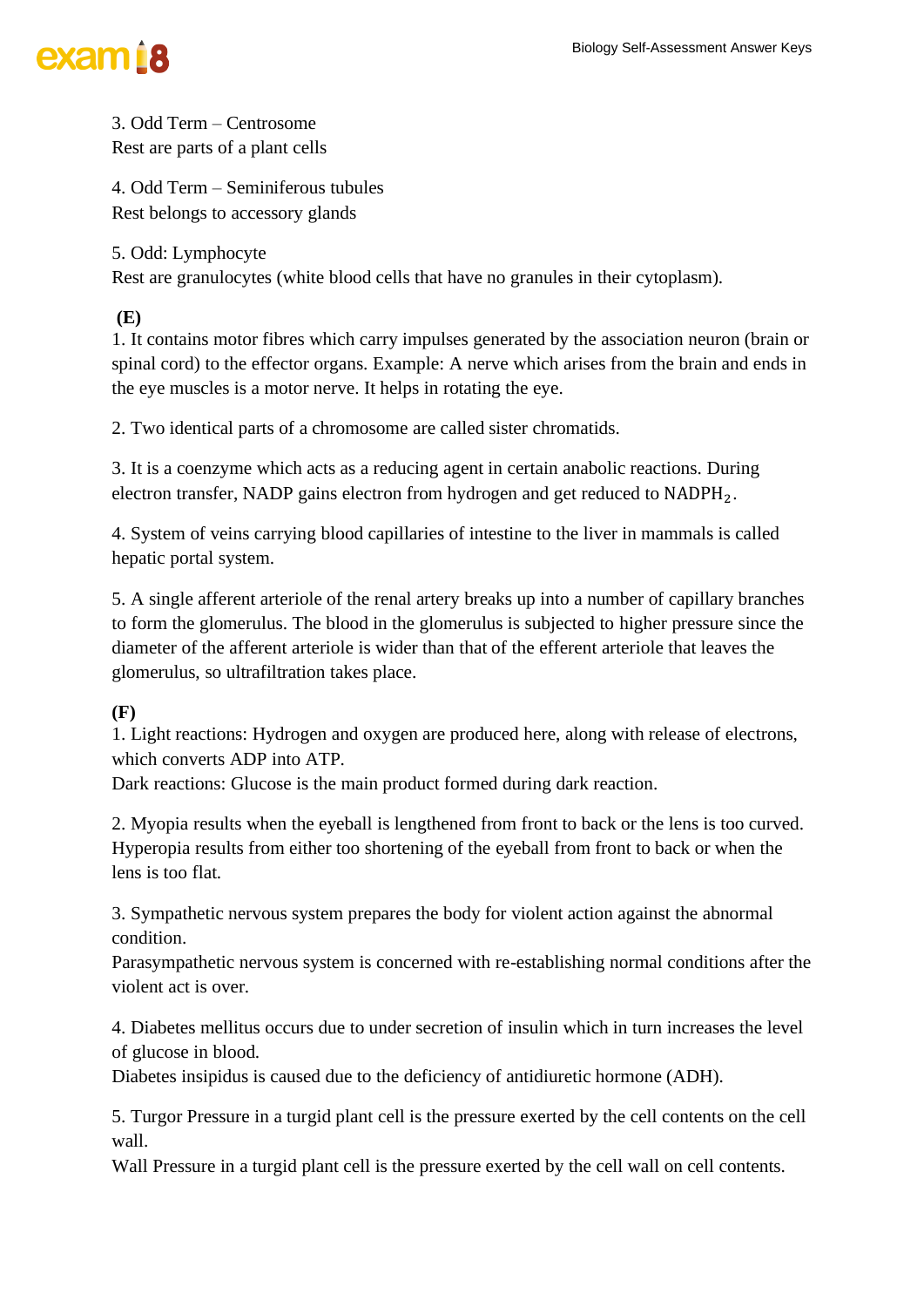3. Odd Term – Centrosome
Rest are parts of a plant cells

4. Odd Term – Seminiferous tubules
Rest belongs to accessory glands

5. Odd: Lymphocyte
Rest are granulocytes (white blood cells that have no granules in their cytoplasm).

**(E)**

1. It contains motor fibres which carry impulses generated by the association neuron (brain or spinal cord) to the effector organs. Example: A nerve which arises from the brain and ends in the eye muscles is a motor nerve. It helps in rotating the eye.

2. Two identical parts of a chromosome are called sister chromatids.

3. It is a coenzyme which acts as a reducing agent in certain anabolic reactions. During electron transfer, NADP gains electron from hydrogen and get reduced to $NADPH_2$.

4. System of veins carrying blood capillaries of intestine to the liver in mammals is called hepatic portal system.

5. A single afferent arteriole of the renal artery breaks up into a number of capillary branches to form the glomerulus. The blood in the glomerulus is subjected to higher pressure since the diameter of the afferent arteriole is wider than that of the efferent arteriole that leaves the glomerulus, so ultrafiltration takes place.

**(F)**

1. Light reactions: Hydrogen and oxygen are produced here, along with release of electrons, which converts ADP into ATP.
Dark reactions: Glucose is the main product formed during dark reaction.

2. Myopia results when the eyeball is lengthened from front to back or the lens is too curved. Hyperopia results from either too shortening of the eyeball from front to back or when the lens is too flat.

3. Sympathetic nervous system prepares the body for violent action against the abnormal condition.
Parasympathetic nervous system is concerned with re-establishing normal conditions after the violent act is over.

4. Diabetes mellitus occurs due to under secretion of insulin which in turn increases the level of glucose in blood.
Diabetes insipidus is caused due to the deficiency of antidiuretic hormone (ADH).

5. Turgor Pressure in a turgid plant cell is the pressure exerted by the cell contents on the cell wall.
Wall Pressure in a turgid plant cell is the pressure exerted by the cell wall on cell contents.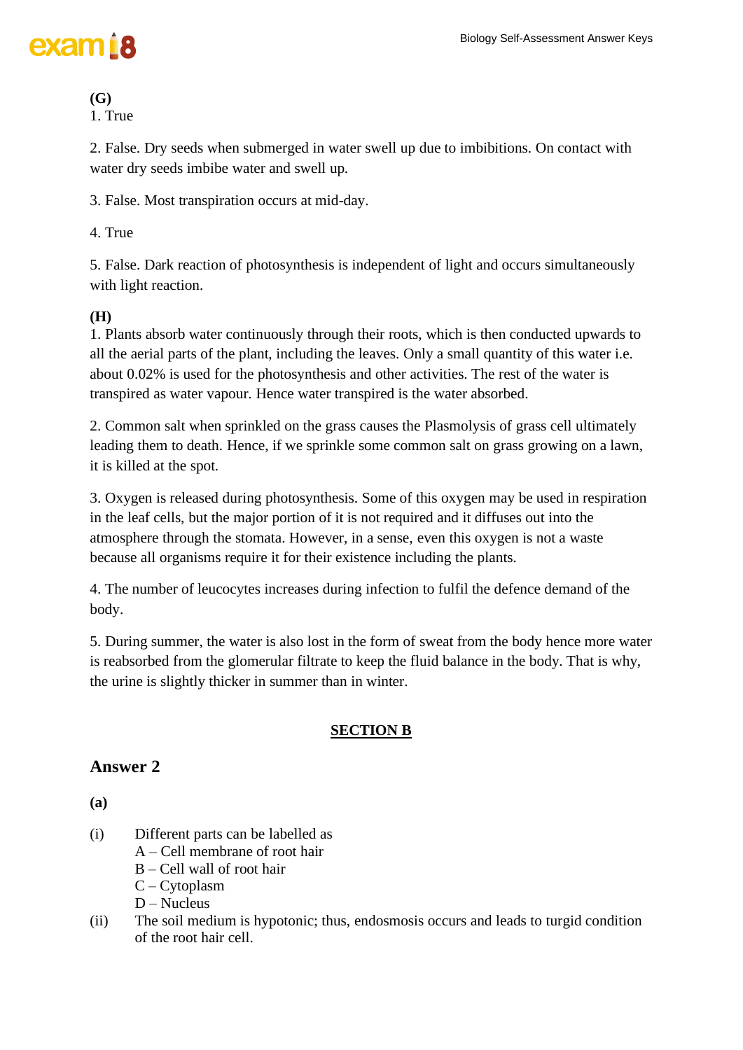**(G)**

1. True

2. False. Dry seeds when submerged in water swell up due to imbibitions. On contact with water dry seeds imbibe water and swell up.

3. False. Most transpiration occurs at mid-day.

4. True

5. False. Dark reaction of photosynthesis is independent of light and occurs simultaneously with light reaction.

**(H)**

1. Plants absorb water continuously through their roots, which is then conducted upwards to all the aerial parts of the plant, including the leaves. Only a small quantity of this water i.e. about 0.02% is used for the photosynthesis and other activities. The rest of the water is transpired as water vapour. Hence water transpired is the water absorbed.

2. Common salt when sprinkled on the grass causes the Plasmolysis of grass cell ultimately leading them to death. Hence, if we sprinkle some common salt on grass growing on a lawn, it is killed at the spot.

3. Oxygen is released during photosynthesis. Some of this oxygen may be used in respiration in the leaf cells, but the major portion of it is not required and it diffuses out into the atmosphere through the stomata. However, in a sense, even this oxygen is not a waste because all organisms require it for their existence including the plants.

4. The number of leucocytes increases during infection to fulfil the defence demand of the body.

5. During summer, the water is also lost in the form of sweat from the body hence more water is reabsorbed from the glomerular filtrate to keep the fluid balance in the body. That is why, the urine is slightly thicker in summer than in winter.

## SECTION B

### Answer 2

**(a)**

(i) Different parts can be labelled as
A – Cell membrane of root hair
B – Cell wall of root hair
C – Cytoplasm
D – Nucleus

(ii) The soil medium is hypotonic; thus, endosmosis occurs and leads to turgid condition of the root hair cell.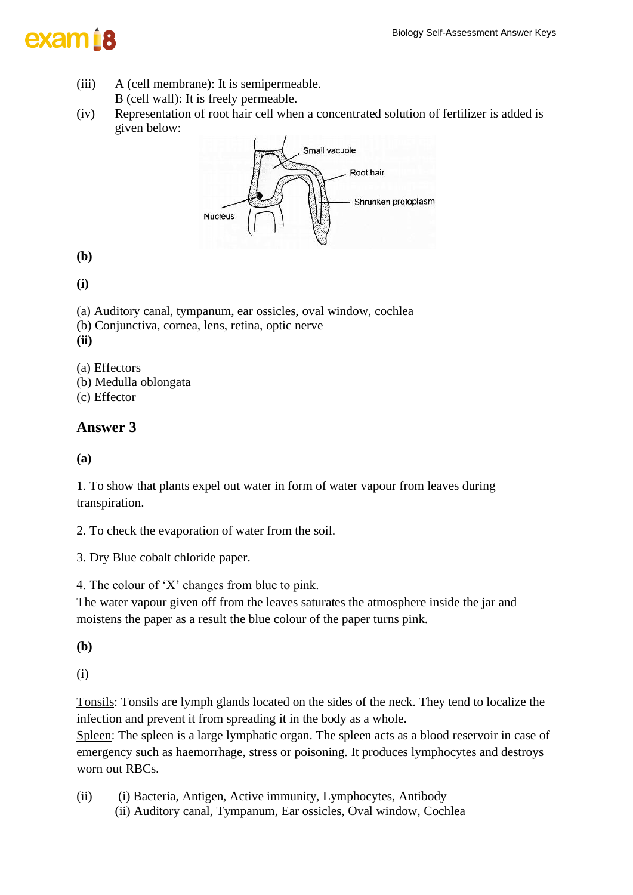(iii) A (cell membrane): It is semipermeable.
B (cell wall): It is freely permeable.

(iv) Representation of root hair cell when a concentrated solution of fertilizer is added is given below:

Small vacuole
Root hair
Shrunken protoplasm
Nucleus

**(b)**

**(i)**

(a) Auditory canal, tympanum, ear ossicles, oval window, cochlea
(b) Conjunctiva, cornea, lens, retina, optic nerve

**(ii)**

(a) Effectors
(b) Medulla oblongata
(c) Effector

## Answer 3

**(a)**

1. To show that plants expel out water in form of water vapour from leaves during transpiration.

2. To check the evaporation of water from the soil.

3. Dry Blue cobalt chloride paper.

4. The colour of 'X' changes from blue to pink.
The water vapour given off from the leaves saturates the atmosphere inside the jar and moistens the paper as a result the blue colour of the paper turns pink.

**(b)**

(i)

Tonsils: Tonsils are lymph glands located on the sides of the neck. They tend to localize the infection and prevent it from spreading it in the body as a whole.
Spleen: The spleen is a large lymphatic organ. The spleen acts as a blood reservoir in case of emergency such as haemorrhage, stress or poisoning. It produces lymphocytes and destroys worn out RBCs.

(ii) (i) Bacteria, Antigen, Active immunity, Lymphocytes, Antibody
(ii) Auditory canal, Tympanum, Ear ossicles, Oval window, Cochlea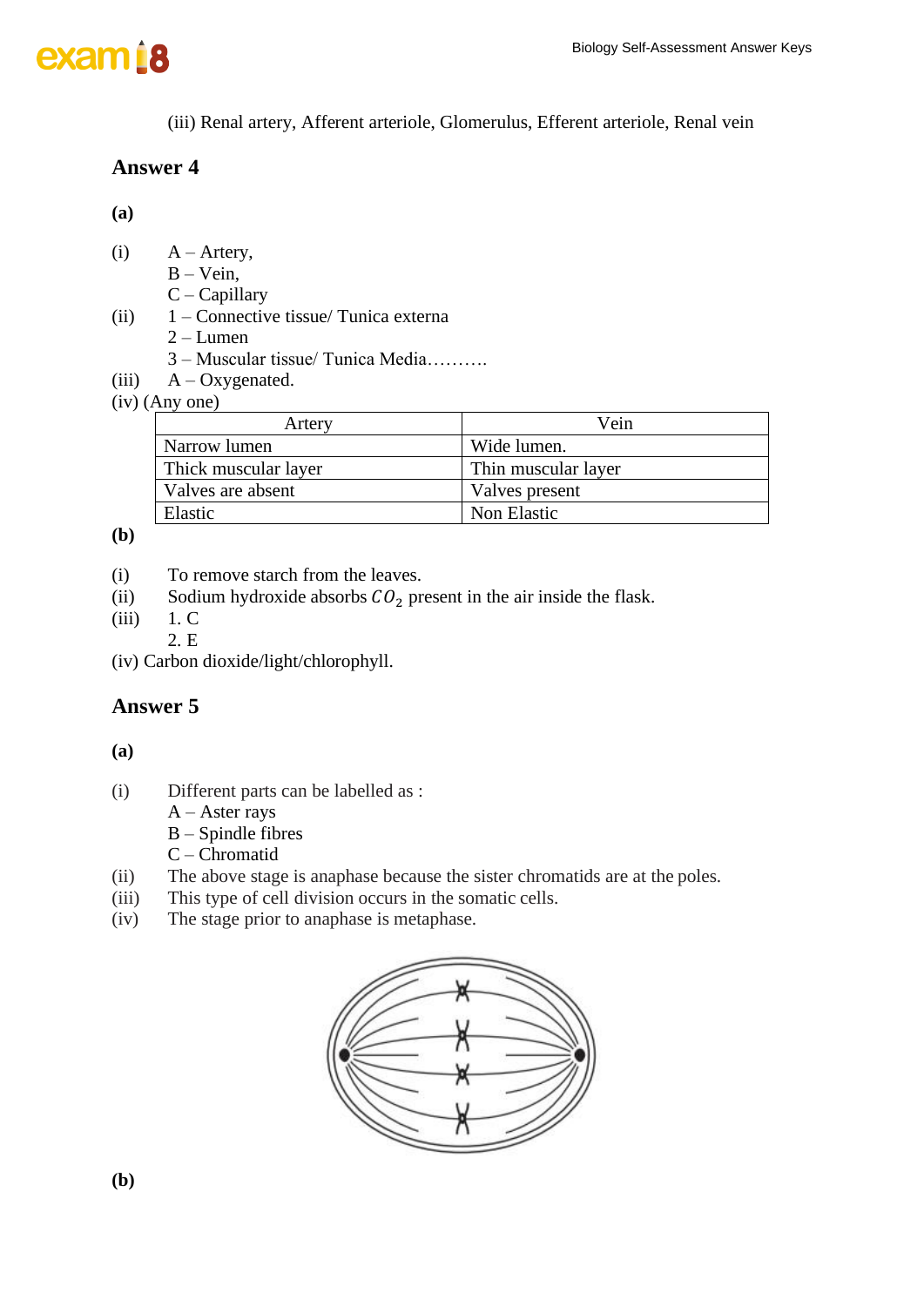(iii) Renal artery, Afferent arteriole, Glomerulus, Efferent arteriole, Renal vein

## Answer 4

**(a)**

(i) A – Artery,
B – Vein,
C – Capillary

(ii) 1 – Connective tissue/ Tunica externa
2 – Lumen
3 – Muscular tissue/ Tunica Media……….

(iii) A – Oxygenated.

(iv) (Any one)

| Artery | Vein |
|---|---|
| Narrow lumen | Wide lumen. |
| Thick muscular layer | Thin muscular layer |
| Valves are absent | Valves present |
| Elastic | Non Elastic |

**(b)**

(i) To remove starch from the leaves.

(ii) Sodium hydroxide absorbs $CO_2$ present in the air inside the flask.

(iii) 1. C
2. E

(iv) Carbon dioxide/light/chlorophyll.

## Answer 5

**(a)**

(i) Different parts can be labelled as :
A – Aster rays
B – Spindle fibres
C – Chromatid

(ii) The above stage is anaphase because the sister chromatids are at the poles.

(iii) This type of cell division occurs in the somatic cells.

(iv) The stage prior to anaphase is metaphase.

**(b)**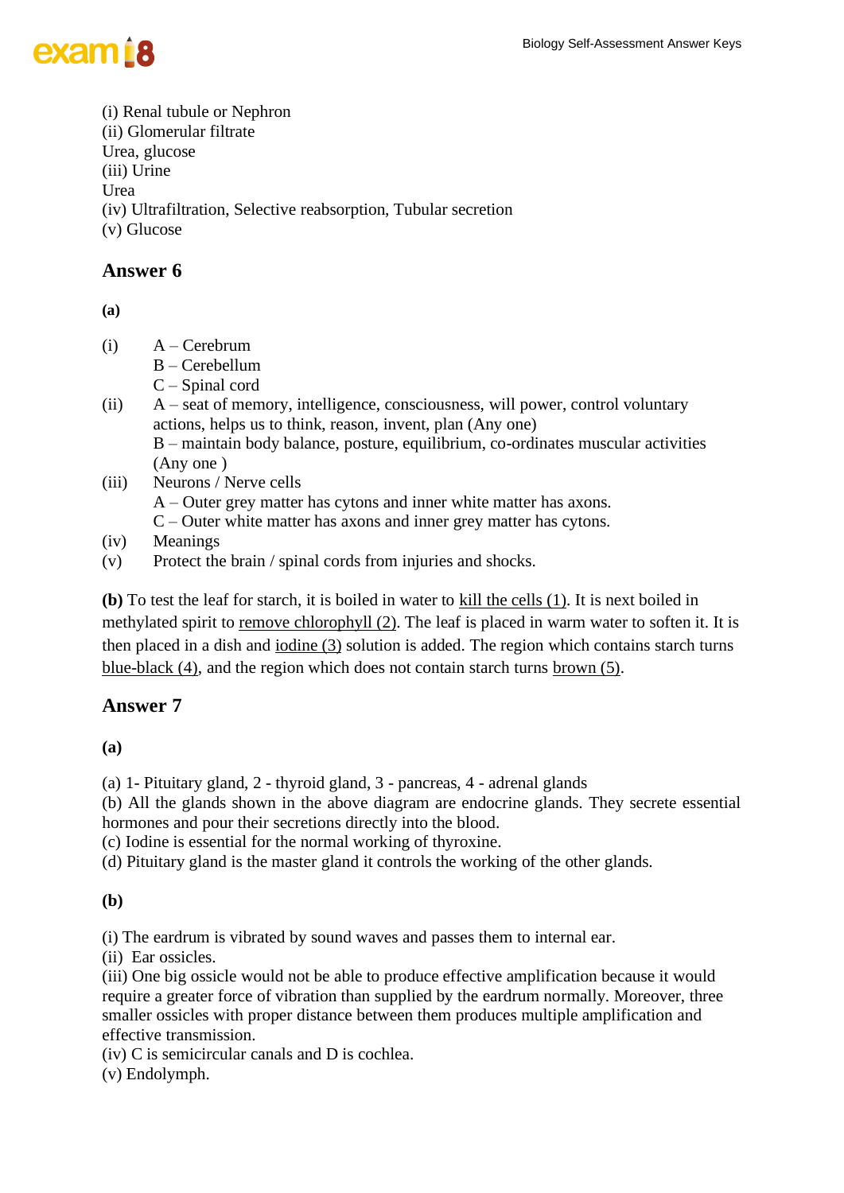(i) Renal tubule or Nephron
(ii) Glomerular filtrate
Urea, glucose
(iii) Urine
Urea
(iv) Ultrafiltration, Selective reabsorption, Tubular secretion
(v) Glucose

## Answer 6

**(a)**

(i) A – Cerebrum
B – Cerebellum
C – Spinal cord

(ii) A – seat of memory, intelligence, consciousness, will power, control voluntary actions, helps us to think, reason, invent, plan (Any one)
B – maintain body balance, posture, equilibrium, co-ordinates muscular activities (Any one )

(iii) Neurons / Nerve cells
A – Outer grey matter has cytons and inner white matter has axons.
C – Outer white matter has axons and inner grey matter has cytons.

(iv) Meanings

(v) Protect the brain / spinal cords from injuries and shocks.

**(b)** To test the leaf for starch, it is boiled in water to kill the cells (1). It is next boiled in methylated spirit to remove chlorophyll (2). The leaf is placed in warm water to soften it. It is then placed in a dish and iodine (3) solution is added. The region which contains starch turns blue-black (4), and the region which does not contain starch turns brown (5).

## Answer 7

**(a)**

(a) 1- Pituitary gland, 2 - thyroid gland, 3 - pancreas, 4 - adrenal glands
(b) All the glands shown in the above diagram are endocrine glands. They secrete essential hormones and pour their secretions directly into the blood.
(c) Iodine is essential for the normal working of thyroxine.
(d) Pituitary gland is the master gland it controls the working of the other glands.

**(b)**

(i) The eardrum is vibrated by sound waves and passes them to internal ear.
(ii) Ear ossicles.
(iii) One big ossicle would not be able to produce effective amplification because it would require a greater force of vibration than supplied by the eardrum normally. Moreover, three smaller ossicles with proper distance between them produces multiple amplification and effective transmission.
(iv) C is semicircular canals and D is cochlea.
(v) Endolymph.